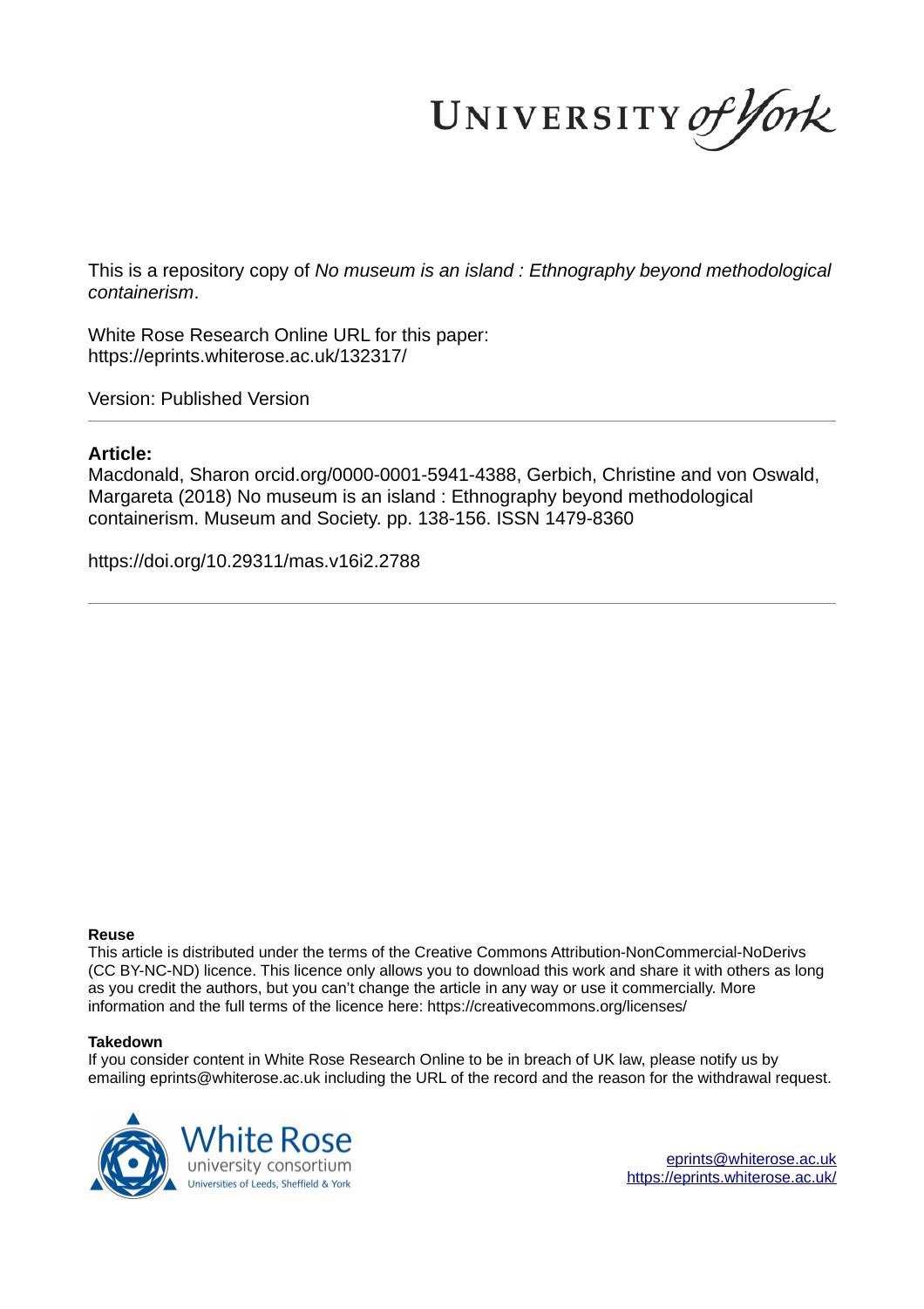This is a repository copy of *No museum is an island : Ethnography beyond methodological containerism*.

White Rose Research Online URL for this paper:
https://eprints.whiterose.ac.uk/132317/

Version: Published Version

**Article:**

Macdonald, Sharon orcid.org/0000-0001-5941-4388, Gerbich, Christine and von Oswald, Margareta (2018) No museum is an island : Ethnography beyond methodological containerism. Museum and Society. pp. 138-156. ISSN 1479-8360

https://doi.org/10.29311/mas.v16i2.2788

**Reuse**

This article is distributed under the terms of the Creative Commons Attribution-NonCommercial-NoDerivs (CC BY-NC-ND) licence. This licence only allows you to download this work and share it with others as long as you credit the authors, but you can't change the article in any way or use it commercially. More information and the full terms of the licence here: https://creativecommons.org/licenses/

**Takedown**

If you consider content in White Rose Research Online to be in breach of UK law, please notify us by emailing eprints@whiterose.ac.uk including the URL of the record and the reason for the withdrawal request.

eprints@whiterose.ac.uk
https://eprints.whiterose.ac.uk/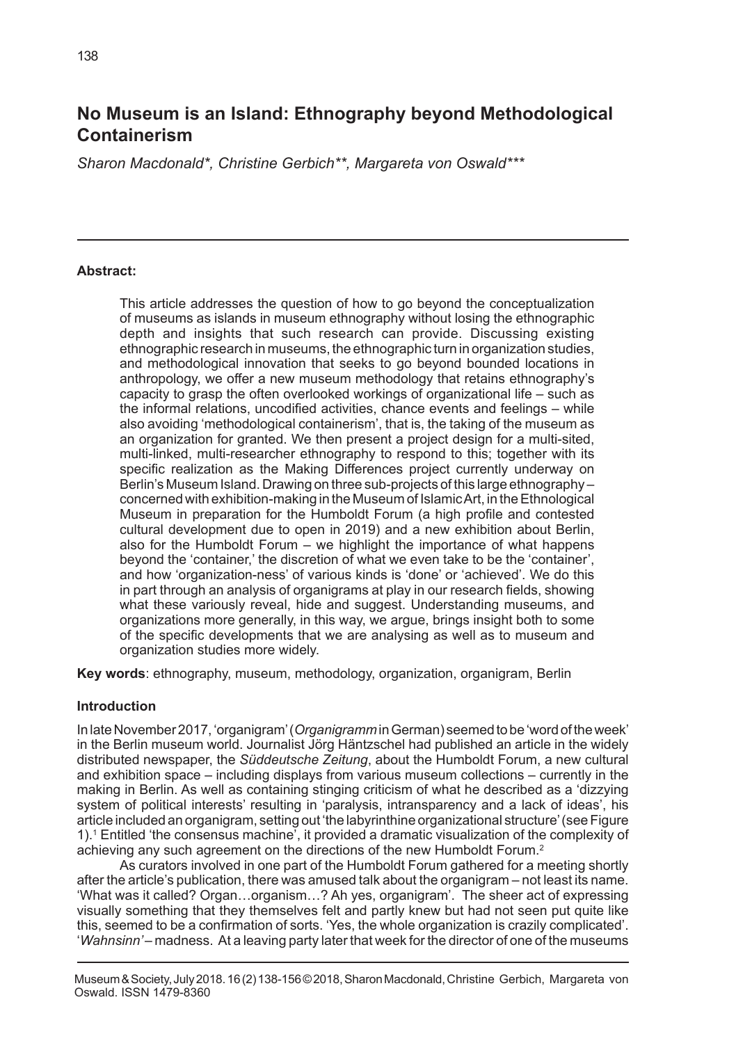# No Museum is an Island: Ethnography beyond Methodological Containerism

*Sharon Macdonald\*, Christine Gerbich\*\*, Margareta von Oswald\*\*\**

**Abstract:**

This article addresses the question of how to go beyond the conceptualization of museums as islands in museum ethnography without losing the ethnographic depth and insights that such research can provide. Discussing existing ethnographic research in museums, the ethnographic turn in organization studies, and methodological innovation that seeks to go beyond bounded locations in anthropology, we offer a new museum methodology that retains ethnography's capacity to grasp the often overlooked workings of organizational life – such as the informal relations, uncodified activities, chance events and feelings – while also avoiding 'methodological containerism', that is, the taking of the museum as an organization for granted. We then present a project design for a multi-sited, multi-linked, multi-researcher ethnography to respond to this; together with its specific realization as the Making Differences project currently underway on Berlin's Museum Island. Drawing on three sub-projects of this large ethnography – concerned with exhibition-making in the Museum of Islamic Art, in the Ethnological Museum in preparation for the Humboldt Forum (a high profile and contested cultural development due to open in 2019) and a new exhibition about Berlin, also for the Humboldt Forum – we highlight the importance of what happens beyond the 'container,' the discretion of what we even take to be the 'container', and how 'organization-ness' of various kinds is 'done' or 'achieved'. We do this in part through an analysis of organigrams at play in our research fields, showing what these variously reveal, hide and suggest. Understanding museums, and organizations more generally, in this way, we argue, brings insight both to some of the specific developments that we are analysing as well as to museum and organization studies more widely.

**Key words**: ethnography, museum, methodology, organization, organigram, Berlin

## Introduction

In late November 2017, 'organigram' (*Organigramm* in German) seemed to be 'word of the week' in the Berlin museum world. Journalist Jörg Häntzschel had published an article in the widely distributed newspaper, the *Süddeutsche Zeitung*, about the Humboldt Forum, a new cultural and exhibition space – including displays from various museum collections – currently in the making in Berlin. As well as containing stinging criticism of what he described as a 'dizzying system of political interests' resulting in 'paralysis, intransparency and a lack of ideas', his article included an organigram, setting out 'the labyrinthine organizational structure' (see Figure 1).[1] Entitled 'the consensus machine', it provided a dramatic visualization of the complexity of achieving any such agreement on the directions of the new Humboldt Forum.[2]

As curators involved in one part of the Humboldt Forum gathered for a meeting shortly after the article's publication, there was amused talk about the organigram – not least its name. 'What was it called? Organ…organism…? Ah yes, organigram'. The sheer act of expressing visually something that they themselves felt and partly knew but had not seen put quite like this, seemed to be a confirmation of sorts. 'Yes, the whole organization is crazily complicated'. '*Wahnsinn'* – madness. At a leaving party later that week for the director of one of the museums

Museum & Society, July 2018. 16 (2) 138-156 © 2018, Sharon Macdonald, Christine Gerbich, Margareta von Oswald. ISSN 1479-8360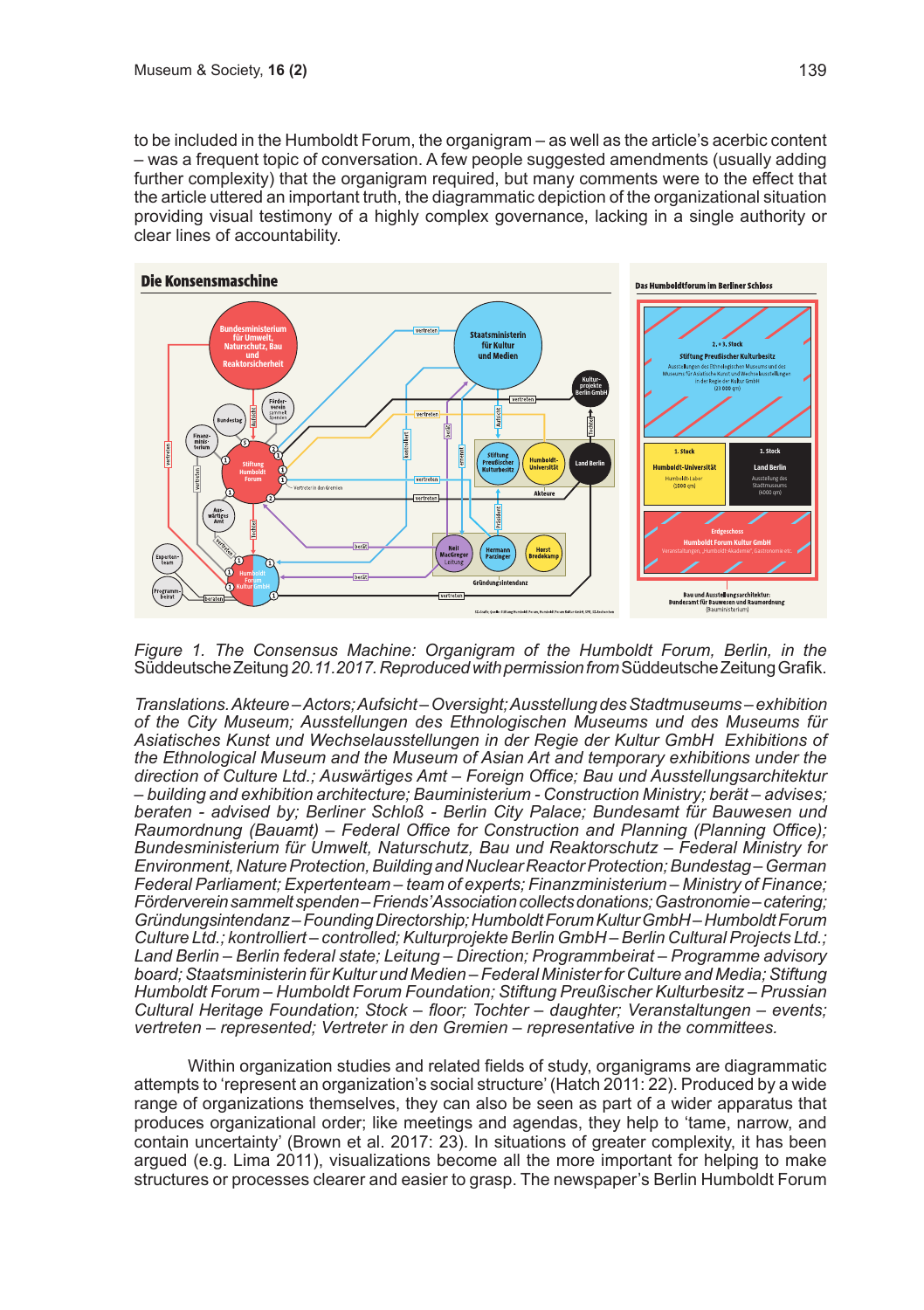to be included in the Humboldt Forum, the organigram – as well as the article's acerbic content – was a frequent topic of conversation. A few people suggested amendments (usually adding further complexity) that the organigram required, but many comments were to the effect that the article uttered an important truth, the diagrammatic depiction of the organizational situation providing visual testimony of a highly complex governance, lacking in a single authority or clear lines of accountability.

*Figure 1. The Consensus Machine: Organigram of the Humboldt Forum, Berlin, in the* Süddeutsche Zeitung *20.11.2017. Reproduced with permission from* Süddeutsche Zeitung Grafik*.*

*Translations. Akteure – Actors; Aufsicht – Oversight; Ausstellung des Stadtmuseums – exhibition of the City Museum; Ausstellungen des Ethnologischen Museums und des Museums für Asiatisches Kunst und Wechselausstellungen in der Regie der Kultur GmbH Exhibitions of the Ethnological Museum and the Museum of Asian Art and temporary exhibitions under the direction of Culture Ltd.; Auswärtiges Amt – Foreign Office; Bau und Ausstellungsarchitektur – building and exhibition architecture; Bauministerium - Construction Ministry; berät – advises; beraten - advised by; Berliner Schloß - Berlin City Palace; Bundesamt für Bauwesen und Raumordnung (Bauamt) – Federal Office for Construction and Planning (Planning Office); Bundesministerium für Umwelt, Naturschutz, Bau und Reaktorschutz – Federal Ministry for Environment, Nature Protection, Building and Nuclear Reactor Protection; Bundestag – German Federal Parliament; Expertenteam – team of experts; Finanzministerium – Ministry of Finance; Förderverein sammelt spenden – Friends' Association collects donations; Gastronomie – catering; Gründungsintendanz – Founding Directorship; Humboldt Forum Kultur GmbH – Humboldt Forum Culture Ltd.; kontrolliert – controlled; Kulturprojekte Berlin GmbH – Berlin Cultural Projects Ltd.; Land Berlin – Berlin federal state; Leitung – Direction; Programmbeirat – Programme advisory board; Staatsministerin für Kultur und Medien – Federal Minister for Culture and Media; Stiftung Humboldt Forum – Humboldt Forum Foundation; Stiftung Preußischer Kulturbesitz – Prussian Cultural Heritage Foundation; Stock – floor; Tochter – daughter; Veranstaltungen – events; vertreten – represented; Vertreter in den Gremien – representative in the committees.*

Within organization studies and related fields of study, organigrams are diagrammatic attempts to 'represent an organization's social structure' (Hatch 2011: 22). Produced by a wide range of organizations themselves, they can also be seen as part of a wider apparatus that produces organizational order; like meetings and agendas, they help to 'tame, narrow, and contain uncertainty' (Brown et al. 2017: 23). In situations of greater complexity, it has been argued (e.g. Lima 2011), visualizations become all the more important for helping to make structures or processes clearer and easier to grasp. The newspaper's Berlin Humboldt Forum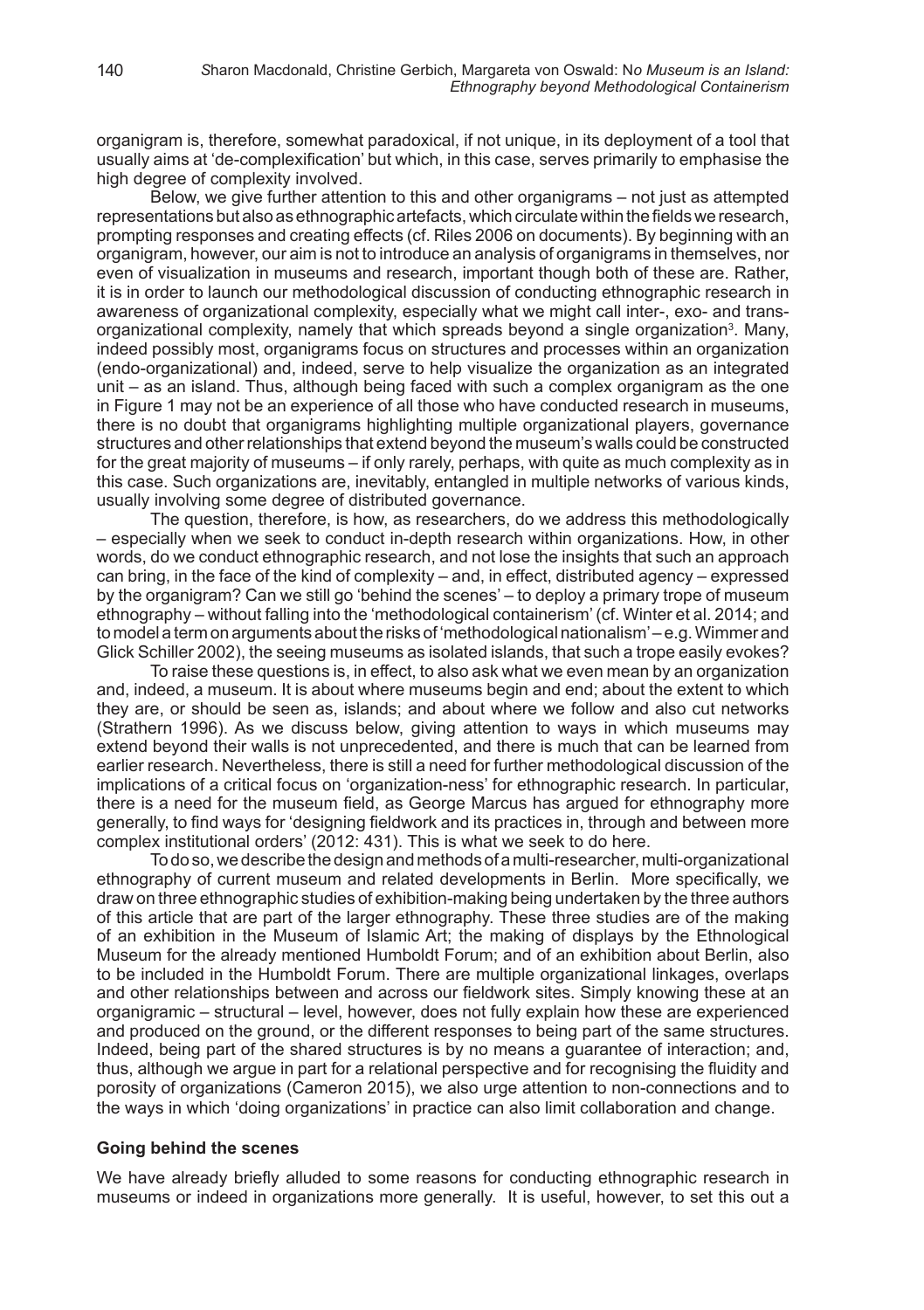organigram is, therefore, somewhat paradoxical, if not unique, in its deployment of a tool that usually aims at 'de-complexification' but which, in this case, serves primarily to emphasise the high degree of complexity involved.

Below, we give further attention to this and other organigrams – not just as attempted representations but also as ethnographic artefacts, which circulate within the fields we research, prompting responses and creating effects (cf. Riles 2006 on documents). By beginning with an organigram, however, our aim is not to introduce an analysis of organigrams in themselves, nor even of visualization in museums and research, important though both of these are. Rather, it is in order to launch our methodological discussion of conducting ethnographic research in awareness of organizational complexity, especially what we might call inter-, exo- and trans-organizational complexity, namely that which spreads beyond a single organization[3]. Many, indeed possibly most, organigrams focus on structures and processes within an organization (endo-organizational) and, indeed, serve to help visualize the organization as an integrated unit – as an island. Thus, although being faced with such a complex organigram as the one in Figure 1 may not be an experience of all those who have conducted research in museums, there is no doubt that organigrams highlighting multiple organizational players, governance structures and other relationships that extend beyond the museum's walls could be constructed for the great majority of museums – if only rarely, perhaps, with quite as much complexity as in this case. Such organizations are, inevitably, entangled in multiple networks of various kinds, usually involving some degree of distributed governance.

The question, therefore, is how, as researchers, do we address this methodologically – especially when we seek to conduct in-depth research within organizations. How, in other words, do we conduct ethnographic research, and not lose the insights that such an approach can bring, in the face of the kind of complexity – and, in effect, distributed agency – expressed by the organigram? Can we still go 'behind the scenes' – to deploy a primary trope of museum ethnography – without falling into the 'methodological containerism' (cf. Winter et al. 2014; and to model a term on arguments about the risks of 'methodological nationalism' – e.g. Wimmer and Glick Schiller 2002), the seeing museums as isolated islands, that such a trope easily evokes?

To raise these questions is, in effect, to also ask what we even mean by an organization and, indeed, a museum. It is about where museums begin and end; about the extent to which they are, or should be seen as, islands; and about where we follow and also cut networks (Strathern 1996). As we discuss below, giving attention to ways in which museums may extend beyond their walls is not unprecedented, and there is much that can be learned from earlier research. Nevertheless, there is still a need for further methodological discussion of the implications of a critical focus on 'organization-ness' for ethnographic research. In particular, there is a need for the museum field, as George Marcus has argued for ethnography more generally, to find ways for 'designing fieldwork and its practices in, through and between more complex institutional orders' (2012: 431). This is what we seek to do here.

To do so, we describe the design and methods of a multi-researcher, multi-organizational ethnography of current museum and related developments in Berlin. More specifically, we draw on three ethnographic studies of exhibition-making being undertaken by the three authors of this article that are part of the larger ethnography. These three studies are of the making of an exhibition in the Museum of Islamic Art; the making of displays by the Ethnological Museum for the already mentioned Humboldt Forum; and of an exhibition about Berlin, also to be included in the Humboldt Forum. There are multiple organizational linkages, overlaps and other relationships between and across our fieldwork sites. Simply knowing these at an organigramic – structural – level, however, does not fully explain how these are experienced and produced on the ground, or the different responses to being part of the same structures. Indeed, being part of the shared structures is by no means a guarantee of interaction; and, thus, although we argue in part for a relational perspective and for recognising the fluidity and porosity of organizations (Cameron 2015), we also urge attention to non-connections and to the ways in which 'doing organizations' in practice can also limit collaboration and change.

### Going behind the scenes

We have already briefly alluded to some reasons for conducting ethnographic research in museums or indeed in organizations more generally. It is useful, however, to set this out a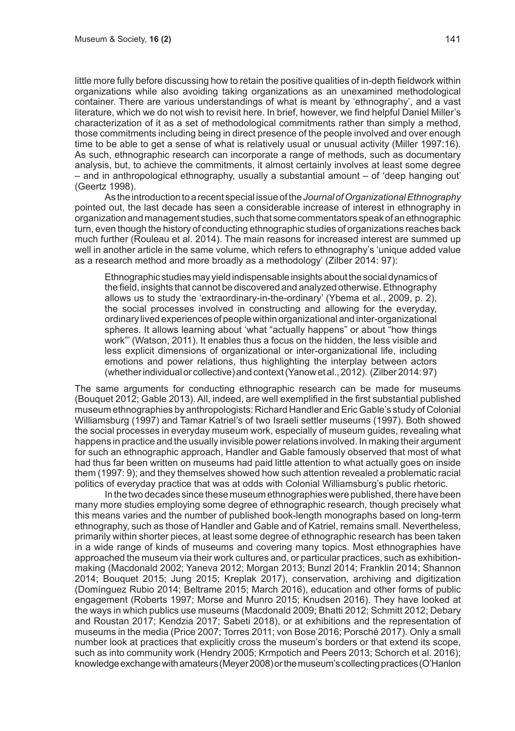little more fully before discussing how to retain the positive qualities of in-depth fieldwork within organizations while also avoiding taking organizations as an unexamined methodological container. There are various understandings of what is meant by 'ethnography', and a vast literature, which we do not wish to revisit here. In brief, however, we find helpful Daniel Miller's characterization of it as a set of methodological commitments rather than simply a method, those commitments including being in direct presence of the people involved and over enough time to be able to get a sense of what is relatively usual or unusual activity (Miller 1997:16). As such, ethnographic research can incorporate a range of methods, such as documentary analysis, but, to achieve the commitments, it almost certainly involves at least some degree – and in anthropological ethnography, usually a substantial amount – of 'deep hanging out' (Geertz 1998).

As the introduction to a recent special issue of the *Journal of Organizational Ethnography* pointed out, the last decade has seen a considerable increase of interest in ethnography in organization and management studies, such that some commentators speak of an ethnographic turn, even though the history of conducting ethnographic studies of organizations reaches back much further (Rouleau et al. 2014). The main reasons for increased interest are summed up well in another article in the same volume, which refers to ethnography's 'unique added value as a research method and more broadly as a methodology' (Zilber 2014: 97):

> Ethnographic studies may yield indispensable insights about the social dynamics of the field, insights that cannot be discovered and analyzed otherwise. Ethnography allows us to study the 'extraordinary-in-the-ordinary' (Ybema et al., 2009, p. 2), the social processes involved in constructing and allowing for the everyday, ordinary lived experiences of people within organizational and inter-organizational spheres. It allows learning about 'what "actually happens" or about "how things work"' (Watson, 2011). It enables thus a focus on the hidden, the less visible and less explicit dimensions of organizational or inter-organizational life, including emotions and power relations, thus highlighting the interplay between actors (whether individual or collective) and context (Yanow et al., 2012). (Zilber 2014: 97)

The same arguments for conducting ethnographic research can be made for museums (Bouquet 2012; Gable 2013). All, indeed, are well exemplified in the first substantial published museum ethnographies by anthropologists: Richard Handler and Eric Gable's study of Colonial Williamsburg (1997) and Tamar Katriel's of two Israeli settler museums (1997). Both showed the social processes in everyday museum work, especially of museum guides, revealing what happens in practice and the usually invisible power relations involved. In making their argument for such an ethnographic approach, Handler and Gable famously observed that most of what had thus far been written on museums had paid little attention to what actually goes on inside them (1997: 9); and they themselves showed how such attention revealed a problematic racial politics of everyday practice that was at odds with Colonial Williamsburg's public rhetoric.

In the two decades since these museum ethnographies were published, there have been many more studies employing some degree of ethnographic research, though precisely what this means varies and the number of published book-length monographs based on long-term ethnography, such as those of Handler and Gable and of Katriel, remains small. Nevertheless, primarily within shorter pieces, at least some degree of ethnographic research has been taken in a wide range of kinds of museums and covering many topics. Most ethnographies have approached the museum via their work cultures and, or particular practices, such as exhibition-making (Macdonald 2002; Yaneva 2012; Morgan 2013; Bunzl 2014; Franklin 2014; Shannon 2014; Bouquet 2015; Jung 2015; Kreplak 2017), conservation, archiving and digitization (Domínguez Rubio 2014; Beltrame 2015; March 2016), education and other forms of public engagement (Roberts 1997; Morse and Munro 2015; Knudsen 2016). They have looked at the ways in which publics use museums (Macdonald 2009; Bhatti 2012; Schmitt 2012; Debary and Roustan 2017; Kendzia 2017; Sabeti 2018), or at exhibitions and the representation of museums in the media (Price 2007; Torres 2011; von Bose 2016; Porsché 2017). Only a small number look at practices that explicitly cross the museum's borders or that extend its scope, such as into community work (Hendry 2005; Krmpotich and Peers 2013; Schorch et al. 2016); knowledge exchange with amateurs (Meyer 2008) or the museum's collecting practices (O'Hanlon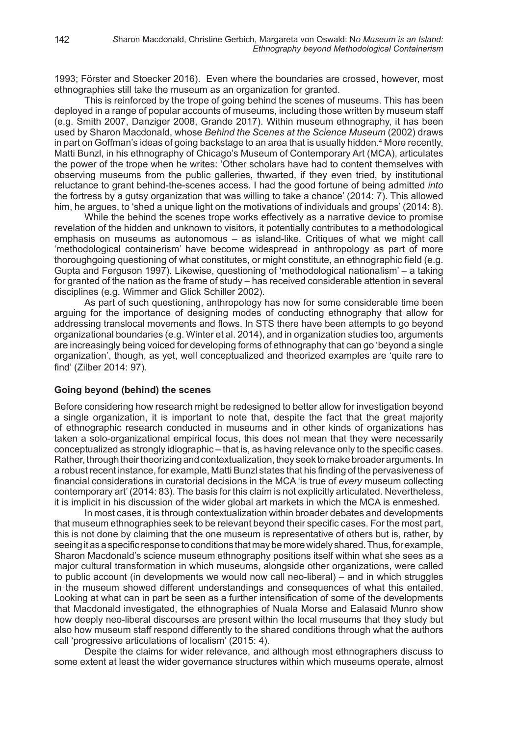1993; Förster and Stoecker 2016). Even where the boundaries are crossed, however, most ethnographies still take the museum as an organization for granted.

This is reinforced by the trope of going behind the scenes of museums. This has been deployed in a range of popular accounts of museums, including those written by museum staff (e.g. Smith 2007, Danziger 2008, Grande 2017). Within museum ethnography, it has been used by Sharon Macdonald, whose *Behind the Scenes at the Science Museum* (2002) draws in part on Goffman's ideas of going backstage to an area that is usually hidden.[4] More recently, Matti Bunzl, in his ethnography of Chicago's Museum of Contemporary Art (MCA), articulates the power of the trope when he writes: 'Other scholars have had to content themselves with observing museums from the public galleries, thwarted, if they even tried, by institutional reluctance to grant behind-the-scenes access. I had the good fortune of being admitted *into* the fortress by a gutsy organization that was willing to take a chance' (2014: 7). This allowed him, he argues, to 'shed a unique light on the motivations of individuals and groups' (2014: 8).

While the behind the scenes trope works effectively as a narrative device to promise revelation of the hidden and unknown to visitors, it potentially contributes to a methodological emphasis on museums as autonomous – as island-like. Critiques of what we might call 'methodological containerism' have become widespread in anthropology as part of more thoroughgoing questioning of what constitutes, or might constitute, an ethnographic field (e.g. Gupta and Ferguson 1997). Likewise, questioning of 'methodological nationalism' – a taking for granted of the nation as the frame of study – has received considerable attention in several disciplines (e.g. Wimmer and Glick Schiller 2002).

As part of such questioning, anthropology has now for some considerable time been arguing for the importance of designing modes of conducting ethnography that allow for addressing translocal movements and flows. In STS there have been attempts to go beyond organizational boundaries (e.g. Winter et al. 2014), and in organization studies too, arguments are increasingly being voiced for developing forms of ethnography that can go 'beyond a single organization', though, as yet, well conceptualized and theorized examples are 'quite rare to find' (Zilber 2014: 97).

**Going beyond (behind) the scenes**

Before considering how research might be redesigned to better allow for investigation beyond a single organization, it is important to note that, despite the fact that the great majority of ethnographic research conducted in museums and in other kinds of organizations has taken a solo-organizational empirical focus, this does not mean that they were necessarily conceptualized as strongly idiographic – that is, as having relevance only to the specific cases. Rather, through their theorizing and contextualization, they seek to make broader arguments. In a robust recent instance, for example, Matti Bunzl states that his finding of the pervasiveness of financial considerations in curatorial decisions in the MCA 'is true of *every* museum collecting contemporary art' (2014: 83). The basis for this claim is not explicitly articulated. Nevertheless, it is implicit in his discussion of the wider global art markets in which the MCA is enmeshed.

In most cases, it is through contextualization within broader debates and developments that museum ethnographies seek to be relevant beyond their specific cases. For the most part, this is not done by claiming that the one museum is representative of others but is, rather, by seeing it as a specific response to conditions that may be more widely shared. Thus, for example, Sharon Macdonald's science museum ethnography positions itself within what she sees as a major cultural transformation in which museums, alongside other organizations, were called to public account (in developments we would now call neo-liberal) – and in which struggles in the museum showed different understandings and consequences of what this entailed. Looking at what can in part be seen as a further intensification of some of the developments that Macdonald investigated, the ethnographies of Nuala Morse and Ealasaid Munro show how deeply neo-liberal discourses are present within the local museums that they study but also how museum staff respond differently to the shared conditions through what the authors call 'progressive articulations of localism' (2015: 4).

Despite the claims for wider relevance, and although most ethnographers discuss to some extent at least the wider governance structures within which museums operate, almost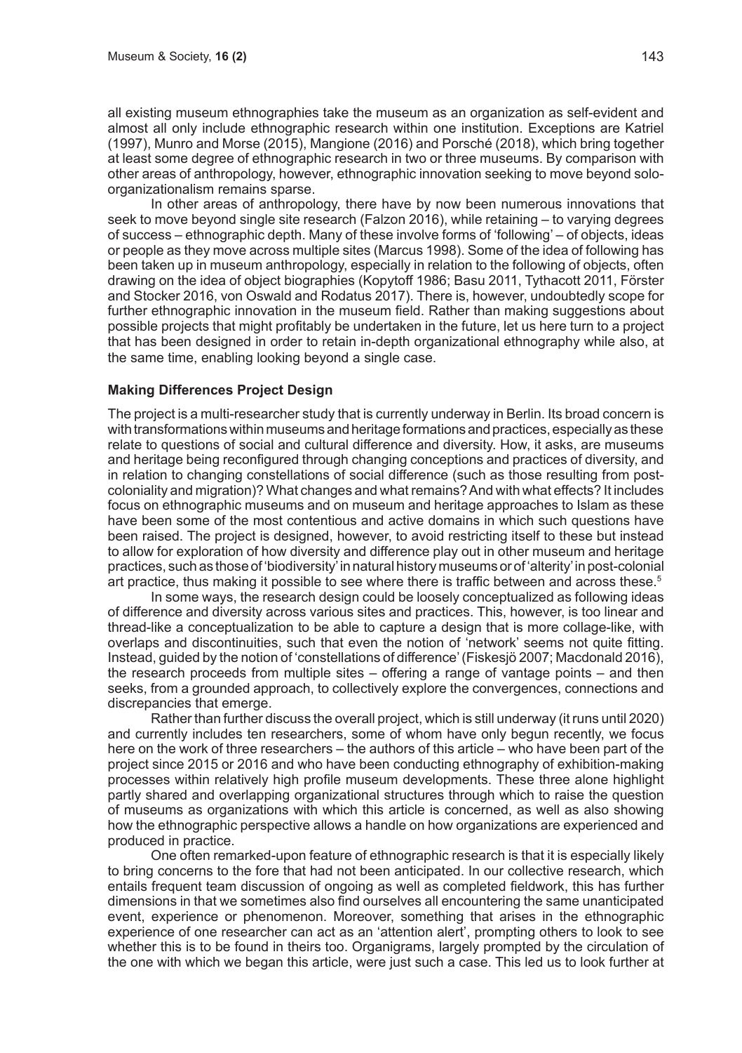all existing museum ethnographies take the museum as an organization as self-evident and almost all only include ethnographic research within one institution. Exceptions are Katriel (1997), Munro and Morse (2015), Mangione (2016) and Porsché (2018), which bring together at least some degree of ethnographic research in two or three museums. By comparison with other areas of anthropology, however, ethnographic innovation seeking to move beyond solo-organizationalism remains sparse.

In other areas of anthropology, there have by now been numerous innovations that seek to move beyond single site research (Falzon 2016), while retaining – to varying degrees of success – ethnographic depth. Many of these involve forms of 'following' – of objects, ideas or people as they move across multiple sites (Marcus 1998). Some of the idea of following has been taken up in museum anthropology, especially in relation to the following of objects, often drawing on the idea of object biographies (Kopytoff 1986; Basu 2011, Tythacott 2011, Förster and Stocker 2016, von Oswald and Rodatus 2017). There is, however, undoubtedly scope for further ethnographic innovation in the museum field. Rather than making suggestions about possible projects that might profitably be undertaken in the future, let us here turn to a project that has been designed in order to retain in-depth organizational ethnography while also, at the same time, enabling looking beyond a single case.

### Making Differences Project Design

The project is a multi-researcher study that is currently underway in Berlin. Its broad concern is with transformations within museums and heritage formations and practices, especially as these relate to questions of social and cultural difference and diversity. How, it asks, are museums and heritage being reconfigured through changing conceptions and practices of diversity, and in relation to changing constellations of social difference (such as those resulting from post-coloniality and migration)? What changes and what remains? And with what effects? It includes focus on ethnographic museums and on museum and heritage approaches to Islam as these have been some of the most contentious and active domains in which such questions have been raised. The project is designed, however, to avoid restricting itself to these but instead to allow for exploration of how diversity and difference play out in other museum and heritage practices, such as those of 'biodiversity' in natural history museums or of 'alterity' in post-colonial art practice, thus making it possible to see where there is traffic between and across these.[5]

In some ways, the research design could be loosely conceptualized as following ideas of difference and diversity across various sites and practices. This, however, is too linear and thread-like a conceptualization to be able to capture a design that is more collage-like, with overlaps and discontinuities, such that even the notion of 'network' seems not quite fitting. Instead, guided by the notion of 'constellations of difference' (Fiskesjö 2007; Macdonald 2016), the research proceeds from multiple sites – offering a range of vantage points – and then seeks, from a grounded approach, to collectively explore the convergences, connections and discrepancies that emerge.

Rather than further discuss the overall project, which is still underway (it runs until 2020) and currently includes ten researchers, some of whom have only begun recently, we focus here on the work of three researchers – the authors of this article – who have been part of the project since 2015 or 2016 and who have been conducting ethnography of exhibition-making processes within relatively high profile museum developments. These three alone highlight partly shared and overlapping organizational structures through which to raise the question of museums as organizations with which this article is concerned, as well as also showing how the ethnographic perspective allows a handle on how organizations are experienced and produced in practice.

One often remarked-upon feature of ethnographic research is that it is especially likely to bring concerns to the fore that had not been anticipated. In our collective research, which entails frequent team discussion of ongoing as well as completed fieldwork, this has further dimensions in that we sometimes also find ourselves all encountering the same unanticipated event, experience or phenomenon. Moreover, something that arises in the ethnographic experience of one researcher can act as an 'attention alert', prompting others to look to see whether this is to be found in theirs too. Organigrams, largely prompted by the circulation of the one with which we began this article, were just such a case. This led us to look further at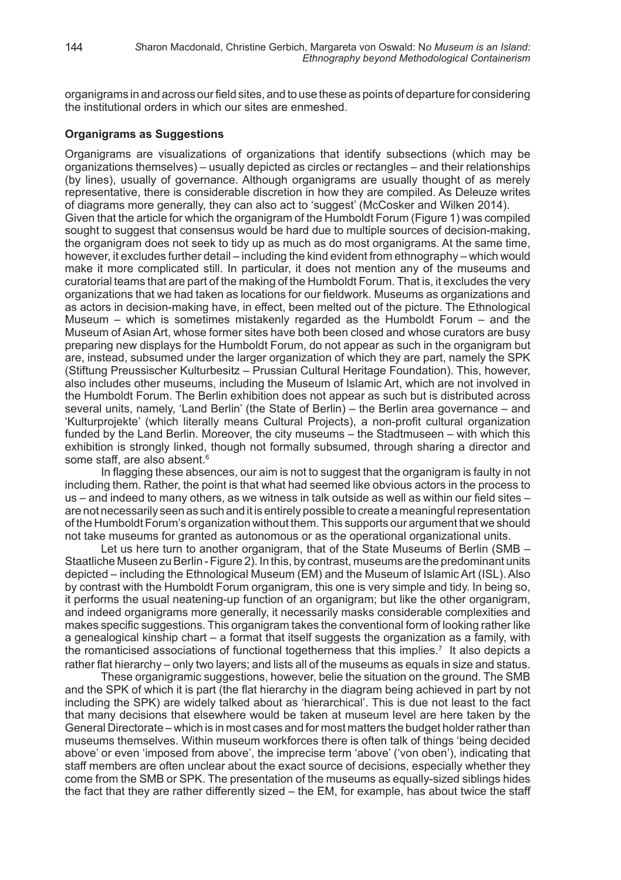organigrams in and across our field sites, and to use these as points of departure for considering the institutional orders in which our sites are enmeshed.

### Organigrams as Suggestions

Organigrams are visualizations of organizations that identify subsections (which may be organizations themselves) – usually depicted as circles or rectangles – and their relationships (by lines), usually of governance. Although organigrams are usually thought of as merely representative, there is considerable discretion in how they are compiled. As Deleuze writes of diagrams more generally, they can also act to 'suggest' (McCosker and Wilken 2014).

Given that the article for which the organigram of the Humboldt Forum (Figure 1) was compiled sought to suggest that consensus would be hard due to multiple sources of decision-making, the organigram does not seek to tidy up as much as do most organigrams. At the same time, however, it excludes further detail – including the kind evident from ethnography – which would make it more complicated still. In particular, it does not mention any of the museums and curatorial teams that are part of the making of the Humboldt Forum. That is, it excludes the very organizations that we had taken as locations for our fieldwork. Museums as organizations and as actors in decision-making have, in effect, been melted out of the picture. The Ethnological Museum – which is sometimes mistakenly regarded as the Humboldt Forum – and the Museum of Asian Art, whose former sites have both been closed and whose curators are busy preparing new displays for the Humboldt Forum, do not appear as such in the organigram but are, instead, subsumed under the larger organization of which they are part, namely the SPK (Stiftung Preussischer Kulturbesitz – Prussian Cultural Heritage Foundation). This, however, also includes other museums, including the Museum of Islamic Art, which are not involved in the Humboldt Forum. The Berlin exhibition does not appear as such but is distributed across several units, namely, 'Land Berlin' (the State of Berlin) – the Berlin area governance – and 'Kulturprojekte' (which literally means Cultural Projects), a non-profit cultural organization funded by the Land Berlin. Moreover, the city museums – the Stadtmuseen – with which this exhibition is strongly linked, though not formally subsumed, through sharing a director and some staff, are also absent.[6]

In flagging these absences, our aim is not to suggest that the organigram is faulty in not including them. Rather, the point is that what had seemed like obvious actors in the process to us – and indeed to many others, as we witness in talk outside as well as within our field sites – are not necessarily seen as such and it is entirely possible to create a meaningful representation of the Humboldt Forum's organization without them. This supports our argument that we should not take museums for granted as autonomous or as the operational organizational units.

Let us here turn to another organigram, that of the State Museums of Berlin (SMB – Staatliche Museen zu Berlin - Figure 2). In this, by contrast, museums are the predominant units depicted – including the Ethnological Museum (EM) and the Museum of Islamic Art (ISL). Also by contrast with the Humboldt Forum organigram, this one is very simple and tidy. In being so, it performs the usual neatening-up function of an organigram; but like the other organigram, and indeed organigrams more generally, it necessarily masks considerable complexities and makes specific suggestions. This organigram takes the conventional form of looking rather like a genealogical kinship chart – a format that itself suggests the organization as a family, with the romanticised associations of functional togetherness that this implies.[7] It also depicts a rather flat hierarchy – only two layers; and lists all of the museums as equals in size and status.

These organigramic suggestions, however, belie the situation on the ground. The SMB and the SPK of which it is part (the flat hierarchy in the diagram being achieved in part by not including the SPK) are widely talked about as 'hierarchical'. This is due not least to the fact that many decisions that elsewhere would be taken at museum level are here taken by the General Directorate – which is in most cases and for most matters the budget holder rather than museums themselves. Within museum workforces there is often talk of things 'being decided above' or even 'imposed from above', the imprecise term 'above' ('von oben'), indicating that staff members are often unclear about the exact source of decisions, especially whether they come from the SMB or SPK. The presentation of the museums as equally-sized siblings hides the fact that they are rather differently sized – the EM, for example, has about twice the staff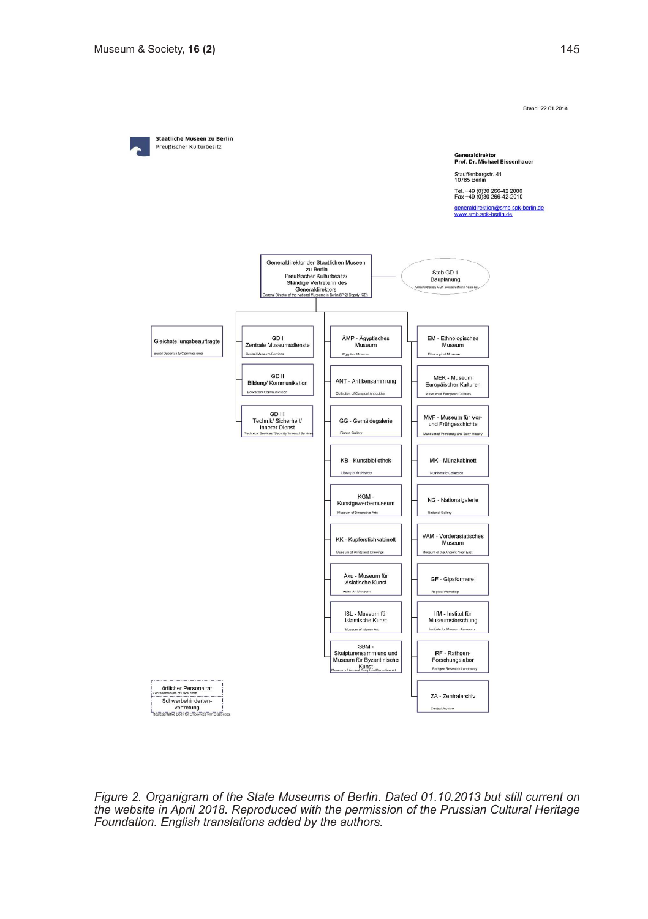Stand: 22.01.2014

**Staatliche Museen zu Berlin**
Preußischer Kulturbesitz

**Generaldirektor**
**Prof. Dr. Michael Eissenhauer**

Stauffenbergstr. 41
10785 Berlin

Tel. +49 (0)30 266-42 2000
Fax +49 (0)30 266-42 2010

generaldirektion@smb.spk-berlin.de
www.smb.spk-berlin.de

Generaldirektor der Staatlichen Museen zu Berlin
Preußischer Kulturbesitz/
Ständige Vertreterin des Generaldirektors
General Director of the National Museums in Berlin SPK/ Deputy (GD)

Stab GD 1
Bauplanung
Administration GD1 Construction Planning

Gleichstellungsbeauftragte
Equal Opportunity Commissioner

GD I
Zentrale Museumsdienste
Central Museum Services

GD II
Bildung/ Kommunikation
Education/ Communication

GD III
Technik/ Sicherheit/ Innerer Dienst
Technical Services/ Security/ Internal Services

ÄMP - Ägyptisches Museum
Egyptian Museum

ANT - Antikensammlung
Collection of Classical Antiquities

GG - Gemäldegalerie
Picture Gallery

KB - Kunstbibliothek
Library of Art History

KGM - Kunstgewerbemuseum
Museum of Decorative Arts

KK - Kupferstichkabinett
Museum of Prints and Drawings

Aku - Museum für Asiatische Kunst
Asian Art Museum

ISL - Museum für Islamische Kunst
Museum of Islamic Art

SBM - Skulpturensammlung und Museum für Byzantinische Kunst
Museum of Ancient Sculpture/Byzantine Art

EM - Ethnologisches Museum
Ethnological Museum

MEK - Museum Europäischer Kulturen
Museum of European Cultures

MVF - Museum für Vor- und Frühgeschichte
Museum of Prehistory and Early History

MK - Münzkabinett
Numismatic Collection

NG - Nationalgalerie
National Gallery

VAM - Vorderasiatisches Museum
Museum of the Ancient Near East

GF - Gipsformerei
Replica Workshop

IfM - Institut für Museumsforschung
Institute for Museum Research

RF - Rathgen-Forschungslabor
Rathgen Research Laboratory

ZA - Zentralarchiv
Central Archive

örtlicher Personalrat
Representatives of Local Staff

Schwerbehinderten-vertretung
Representative Body for Employees with Disabilities

*Figure 2. Organigram of the State Museums of Berlin. Dated 01.10.2013 but still current on the website in April 2018. Reproduced with the permission of the Prussian Cultural Heritage Foundation. English translations added by the authors.*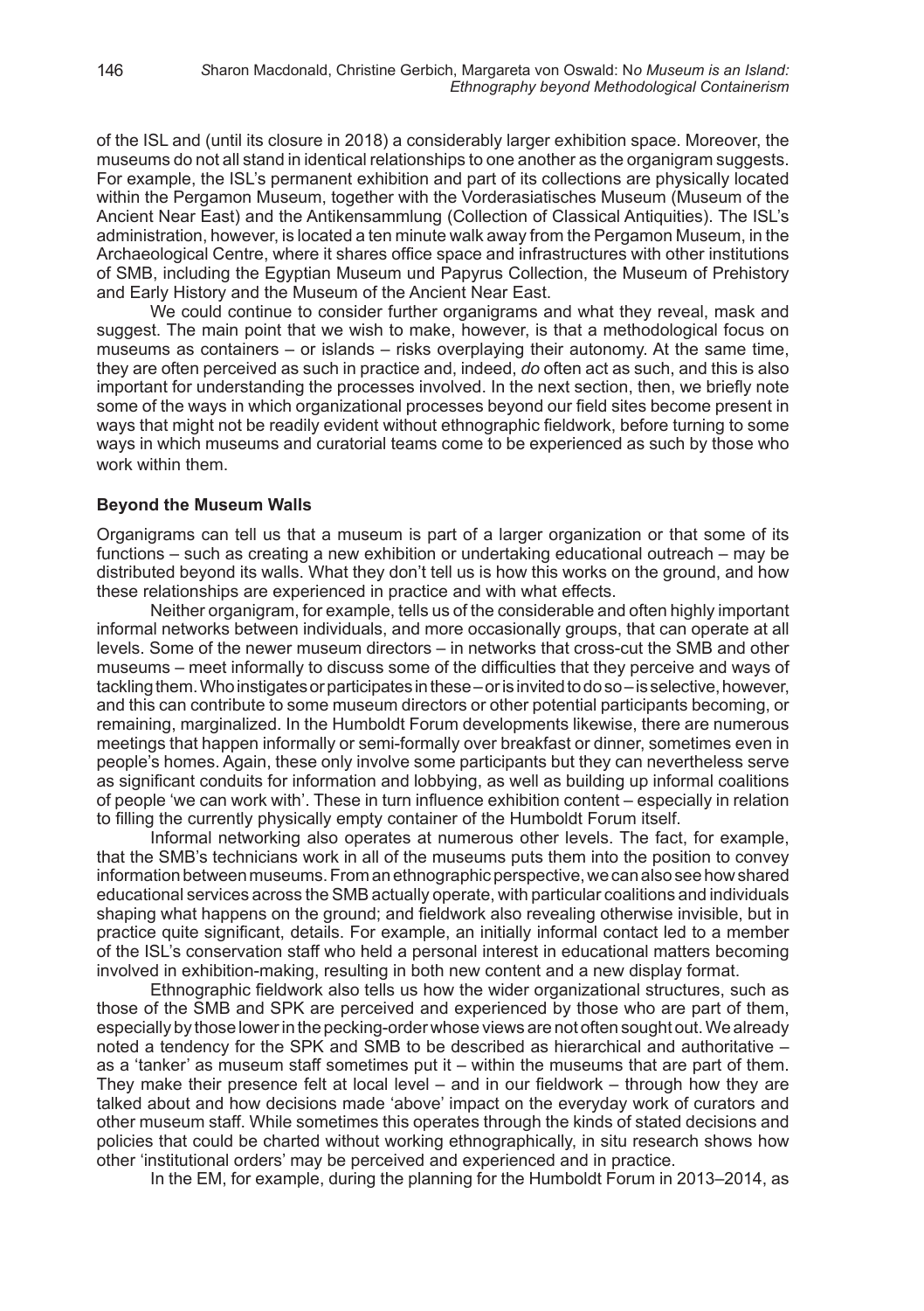of the ISL and (until its closure in 2018) a considerably larger exhibition space. Moreover, the museums do not all stand in identical relationships to one another as the organigram suggests. For example, the ISL's permanent exhibition and part of its collections are physically located within the Pergamon Museum, together with the Vorderasiatisches Museum (Museum of the Ancient Near East) and the Antikensammlung (Collection of Classical Antiquities). The ISL's administration, however, is located a ten minute walk away from the Pergamon Museum, in the Archaeological Centre, where it shares office space and infrastructures with other institutions of SMB, including the Egyptian Museum und Papyrus Collection, the Museum of Prehistory and Early History and the Museum of the Ancient Near East.

We could continue to consider further organigrams and what they reveal, mask and suggest. The main point that we wish to make, however, is that a methodological focus on museums as containers – or islands – risks overplaying their autonomy. At the same time, they are often perceived as such in practice and, indeed, *do* often act as such, and this is also important for understanding the processes involved. In the next section, then, we briefly note some of the ways in which organizational processes beyond our field sites become present in ways that might not be readily evident without ethnographic fieldwork, before turning to some ways in which museums and curatorial teams come to be experienced as such by those who work within them.

## Beyond the Museum Walls

Organigrams can tell us that a museum is part of a larger organization or that some of its functions – such as creating a new exhibition or undertaking educational outreach – may be distributed beyond its walls. What they don't tell us is how this works on the ground, and how these relationships are experienced in practice and with what effects.

Neither organigram, for example, tells us of the considerable and often highly important informal networks between individuals, and more occasionally groups, that can operate at all levels. Some of the newer museum directors – in networks that cross-cut the SMB and other museums – meet informally to discuss some of the difficulties that they perceive and ways of tackling them. Who instigates or participates in these – or is invited to do so – is selective, however, and this can contribute to some museum directors or other potential participants becoming, or remaining, marginalized. In the Humboldt Forum developments likewise, there are numerous meetings that happen informally or semi-formally over breakfast or dinner, sometimes even in people's homes. Again, these only involve some participants but they can nevertheless serve as significant conduits for information and lobbying, as well as building up informal coalitions of people 'we can work with'. These in turn influence exhibition content – especially in relation to filling the currently physically empty container of the Humboldt Forum itself.

Informal networking also operates at numerous other levels. The fact, for example, that the SMB's technicians work in all of the museums puts them into the position to convey information between museums. From an ethnographic perspective, we can also see how shared educational services across the SMB actually operate, with particular coalitions and individuals shaping what happens on the ground; and fieldwork also revealing otherwise invisible, but in practice quite significant, details. For example, an initially informal contact led to a member of the ISL's conservation staff who held a personal interest in educational matters becoming involved in exhibition-making, resulting in both new content and a new display format.

Ethnographic fieldwork also tells us how the wider organizational structures, such as those of the SMB and SPK are perceived and experienced by those who are part of them, especially by those lower in the pecking-order whose views are not often sought out. We already noted a tendency for the SPK and SMB to be described as hierarchical and authoritative – as a 'tanker' as museum staff sometimes put it – within the museums that are part of them. They make their presence felt at local level – and in our fieldwork – through how they are talked about and how decisions made 'above' impact on the everyday work of curators and other museum staff. While sometimes this operates through the kinds of stated decisions and policies that could be charted without working ethnographically, in situ research shows how other 'institutional orders' may be perceived and experienced and in practice.

In the EM, for example, during the planning for the Humboldt Forum in 2013–2014, as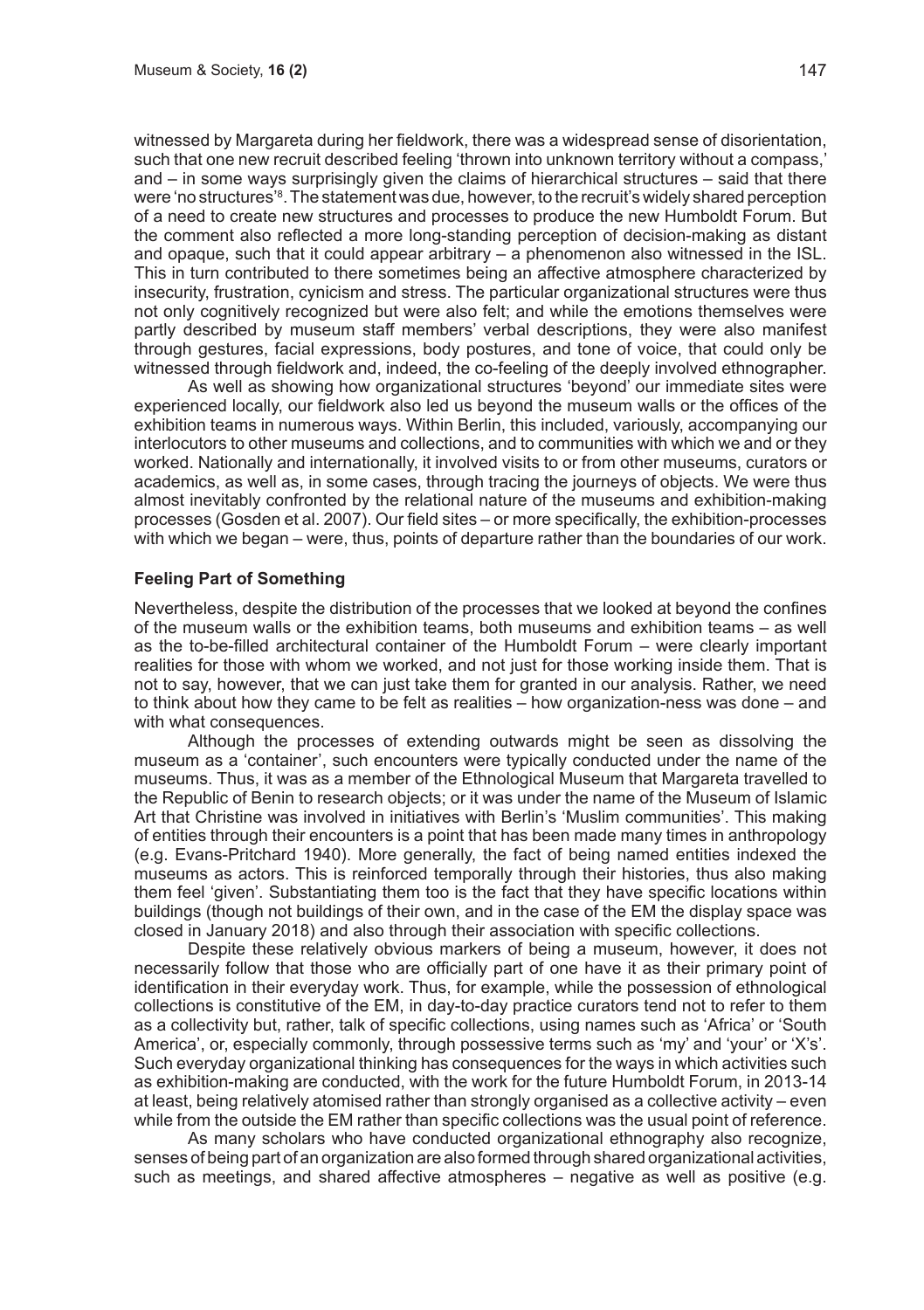witnessed by Margareta during her fieldwork, there was a widespread sense of disorientation, such that one new recruit described feeling 'thrown into unknown territory without a compass,' and – in some ways surprisingly given the claims of hierarchical structures – said that there were 'no structures'[8]. The statement was due, however, to the recruit's widely shared perception of a need to create new structures and processes to produce the new Humboldt Forum. But the comment also reflected a more long-standing perception of decision-making as distant and opaque, such that it could appear arbitrary – a phenomenon also witnessed in the ISL. This in turn contributed to there sometimes being an affective atmosphere characterized by insecurity, frustration, cynicism and stress. The particular organizational structures were thus not only cognitively recognized but were also felt; and while the emotions themselves were partly described by museum staff members' verbal descriptions, they were also manifest through gestures, facial expressions, body postures, and tone of voice, that could only be witnessed through fieldwork and, indeed, the co-feeling of the deeply involved ethnographer.

As well as showing how organizational structures 'beyond' our immediate sites were experienced locally, our fieldwork also led us beyond the museum walls or the offices of the exhibition teams in numerous ways. Within Berlin, this included, variously, accompanying our interlocutors to other museums and collections, and to communities with which we and or they worked. Nationally and internationally, it involved visits to or from other museums, curators or academics, as well as, in some cases, through tracing the journeys of objects. We were thus almost inevitably confronted by the relational nature of the museums and exhibition-making processes (Gosden et al. 2007). Our field sites – or more specifically, the exhibition-processes with which we began – were, thus, points of departure rather than the boundaries of our work.

### Feeling Part of Something

Nevertheless, despite the distribution of the processes that we looked at beyond the confines of the museum walls or the exhibition teams, both museums and exhibition teams – as well as the to-be-filled architectural container of the Humboldt Forum – were clearly important realities for those with whom we worked, and not just for those working inside them. That is not to say, however, that we can just take them for granted in our analysis. Rather, we need to think about how they came to be felt as realities – how organization-ness was done – and with what consequences.

Although the processes of extending outwards might be seen as dissolving the museum as a 'container', such encounters were typically conducted under the name of the museums. Thus, it was as a member of the Ethnological Museum that Margareta travelled to the Republic of Benin to research objects; or it was under the name of the Museum of Islamic Art that Christine was involved in initiatives with Berlin's 'Muslim communities'. This making of entities through their encounters is a point that has been made many times in anthropology (e.g. Evans-Pritchard 1940). More generally, the fact of being named entities indexed the museums as actors. This is reinforced temporally through their histories, thus also making them feel 'given'. Substantiating them too is the fact that they have specific locations within buildings (though not buildings of their own, and in the case of the EM the display space was closed in January 2018) and also through their association with specific collections.

Despite these relatively obvious markers of being a museum, however, it does not necessarily follow that those who are officially part of one have it as their primary point of identification in their everyday work. Thus, for example, while the possession of ethnological collections is constitutive of the EM, in day-to-day practice curators tend not to refer to them as a collectivity but, rather, talk of specific collections, using names such as 'Africa' or 'South America', or, especially commonly, through possessive terms such as 'my' and 'your' or 'X's'. Such everyday organizational thinking has consequences for the ways in which activities such as exhibition-making are conducted, with the work for the future Humboldt Forum, in 2013-14 at least, being relatively atomised rather than strongly organised as a collective activity – even while from the outside the EM rather than specific collections was the usual point of reference.

As many scholars who have conducted organizational ethnography also recognize, senses of being part of an organization are also formed through shared organizational activities, such as meetings, and shared affective atmospheres – negative as well as positive (e.g.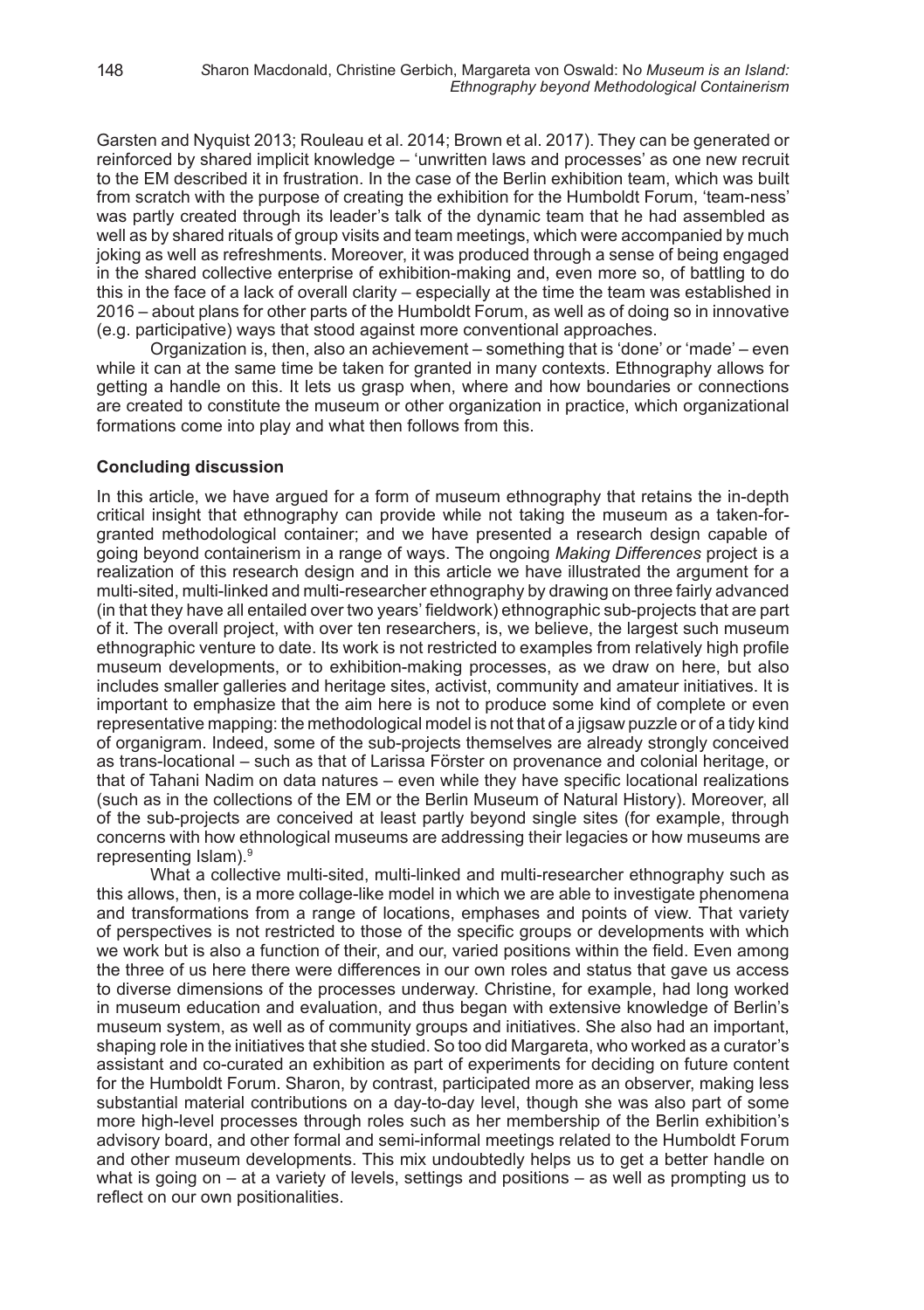Garsten and Nyquist 2013; Rouleau et al. 2014; Brown et al. 2017). They can be generated or reinforced by shared implicit knowledge – 'unwritten laws and processes' as one new recruit to the EM described it in frustration. In the case of the Berlin exhibition team, which was built from scratch with the purpose of creating the exhibition for the Humboldt Forum, 'team-ness' was partly created through its leader's talk of the dynamic team that he had assembled as well as by shared rituals of group visits and team meetings, which were accompanied by much joking as well as refreshments. Moreover, it was produced through a sense of being engaged in the shared collective enterprise of exhibition-making and, even more so, of battling to do this in the face of a lack of overall clarity – especially at the time the team was established in 2016 – about plans for other parts of the Humboldt Forum, as well as of doing so in innovative (e.g. participative) ways that stood against more conventional approaches.

Organization is, then, also an achievement – something that is 'done' or 'made' – even while it can at the same time be taken for granted in many contexts. Ethnography allows for getting a handle on this. It lets us grasp when, where and how boundaries or connections are created to constitute the museum or other organization in practice, which organizational formations come into play and what then follows from this.

## Concluding discussion

In this article, we have argued for a form of museum ethnography that retains the in-depth critical insight that ethnography can provide while not taking the museum as a taken-for-granted methodological container; and we have presented a research design capable of going beyond containerism in a range of ways. The ongoing *Making Differences* project is a realization of this research design and in this article we have illustrated the argument for a multi-sited, multi-linked and multi-researcher ethnography by drawing on three fairly advanced (in that they have all entailed over two years' fieldwork) ethnographic sub-projects that are part of it. The overall project, with over ten researchers, is, we believe, the largest such museum ethnographic venture to date. Its work is not restricted to examples from relatively high profile museum developments, or to exhibition-making processes, as we draw on here, but also includes smaller galleries and heritage sites, activist, community and amateur initiatives. It is important to emphasize that the aim here is not to produce some kind of complete or even representative mapping: the methodological model is not that of a jigsaw puzzle or of a tidy kind of organigram. Indeed, some of the sub-projects themselves are already strongly conceived as trans-locational – such as that of Larissa Förster on provenance and colonial heritage, or that of Tahani Nadim on data natures – even while they have specific locational realizations (such as in the collections of the EM or the Berlin Museum of Natural History). Moreover, all of the sub-projects are conceived at least partly beyond single sites (for example, through concerns with how ethnological museums are addressing their legacies or how museums are representing Islam).[9]

What a collective multi-sited, multi-linked and multi-researcher ethnography such as this allows, then, is a more collage-like model in which we are able to investigate phenomena and transformations from a range of locations, emphases and points of view. That variety of perspectives is not restricted to those of the specific groups or developments with which we work but is also a function of their, and our, varied positions within the field. Even among the three of us here there were differences in our own roles and status that gave us access to diverse dimensions of the processes underway. Christine, for example, had long worked in museum education and evaluation, and thus began with extensive knowledge of Berlin's museum system, as well as of community groups and initiatives. She also had an important, shaping role in the initiatives that she studied. So too did Margareta, who worked as a curator's assistant and co-curated an exhibition as part of experiments for deciding on future content for the Humboldt Forum. Sharon, by contrast, participated more as an observer, making less substantial material contributions on a day-to-day level, though she was also part of some more high-level processes through roles such as her membership of the Berlin exhibition's advisory board, and other formal and semi-informal meetings related to the Humboldt Forum and other museum developments. This mix undoubtedly helps us to get a better handle on what is going on – at a variety of levels, settings and positions – as well as prompting us to reflect on our own positionalities.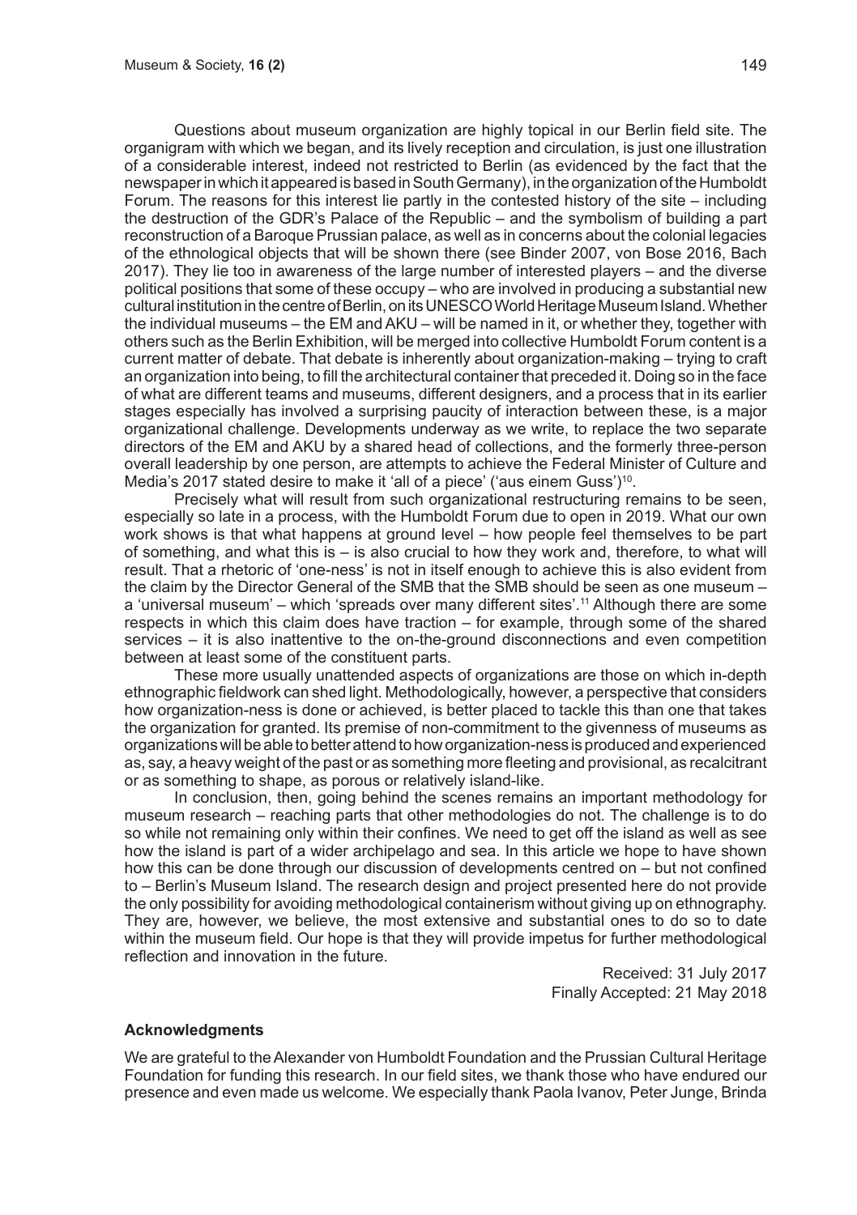Questions about museum organization are highly topical in our Berlin field site. The organigram with which we began, and its lively reception and circulation, is just one illustration of a considerable interest, indeed not restricted to Berlin (as evidenced by the fact that the newspaper in which it appeared is based in South Germany), in the organization of the Humboldt Forum. The reasons for this interest lie partly in the contested history of the site – including the destruction of the GDR's Palace of the Republic – and the symbolism of building a part reconstruction of a Baroque Prussian palace, as well as in concerns about the colonial legacies of the ethnological objects that will be shown there (see Binder 2007, von Bose 2016, Bach 2017). They lie too in awareness of the large number of interested players – and the diverse political positions that some of these occupy – who are involved in producing a substantial new cultural institution in the centre of Berlin, on its UNESCO World Heritage Museum Island. Whether the individual museums – the EM and AKU – will be named in it, or whether they, together with others such as the Berlin Exhibition, will be merged into collective Humboldt Forum content is a current matter of debate. That debate is inherently about organization-making – trying to craft an organization into being, to fill the architectural container that preceded it. Doing so in the face of what are different teams and museums, different designers, and a process that in its earlier stages especially has involved a surprising paucity of interaction between these, is a major organizational challenge. Developments underway as we write, to replace the two separate directors of the EM and AKU by a shared head of collections, and the formerly three-person overall leadership by one person, are attempts to achieve the Federal Minister of Culture and Media's 2017 stated desire to make it 'all of a piece' ('aus einem Guss')[10].

Precisely what will result from such organizational restructuring remains to be seen, especially so late in a process, with the Humboldt Forum due to open in 2019. What our own work shows is that what happens at ground level – how people feel themselves to be part of something, and what this is – is also crucial to how they work and, therefore, to what will result. That a rhetoric of 'one-ness' is not in itself enough to achieve this is also evident from the claim by the Director General of the SMB that the SMB should be seen as one museum – a 'universal museum' – which 'spreads over many different sites'.[11] Although there are some respects in which this claim does have traction – for example, through some of the shared services – it is also inattentive to the on-the-ground disconnections and even competition between at least some of the constituent parts.

These more usually unattended aspects of organizations are those on which in-depth ethnographic fieldwork can shed light. Methodologically, however, a perspective that considers how organization-ness is done or achieved, is better placed to tackle this than one that takes the organization for granted. Its premise of non-commitment to the givenness of museums as organizations will be able to better attend to how organization-ness is produced and experienced as, say, a heavy weight of the past or as something more fleeting and provisional, as recalcitrant or as something to shape, as porous or relatively island-like.

In conclusion, then, going behind the scenes remains an important methodology for museum research – reaching parts that other methodologies do not. The challenge is to do so while not remaining only within their confines. We need to get off the island as well as see how the island is part of a wider archipelago and sea. In this article we hope to have shown how this can be done through our discussion of developments centred on – but not confined to – Berlin's Museum Island. The research design and project presented here do not provide the only possibility for avoiding methodological containerism without giving up on ethnography. They are, however, we believe, the most extensive and substantial ones to do so to date within the museum field. Our hope is that they will provide impetus for further methodological reflection and innovation in the future.

Received: 31 July 2017
Finally Accepted: 21 May 2018

### Acknowledgments

We are grateful to the Alexander von Humboldt Foundation and the Prussian Cultural Heritage Foundation for funding this research. In our field sites, we thank those who have endured our presence and even made us welcome. We especially thank Paola Ivanov, Peter Junge, Brinda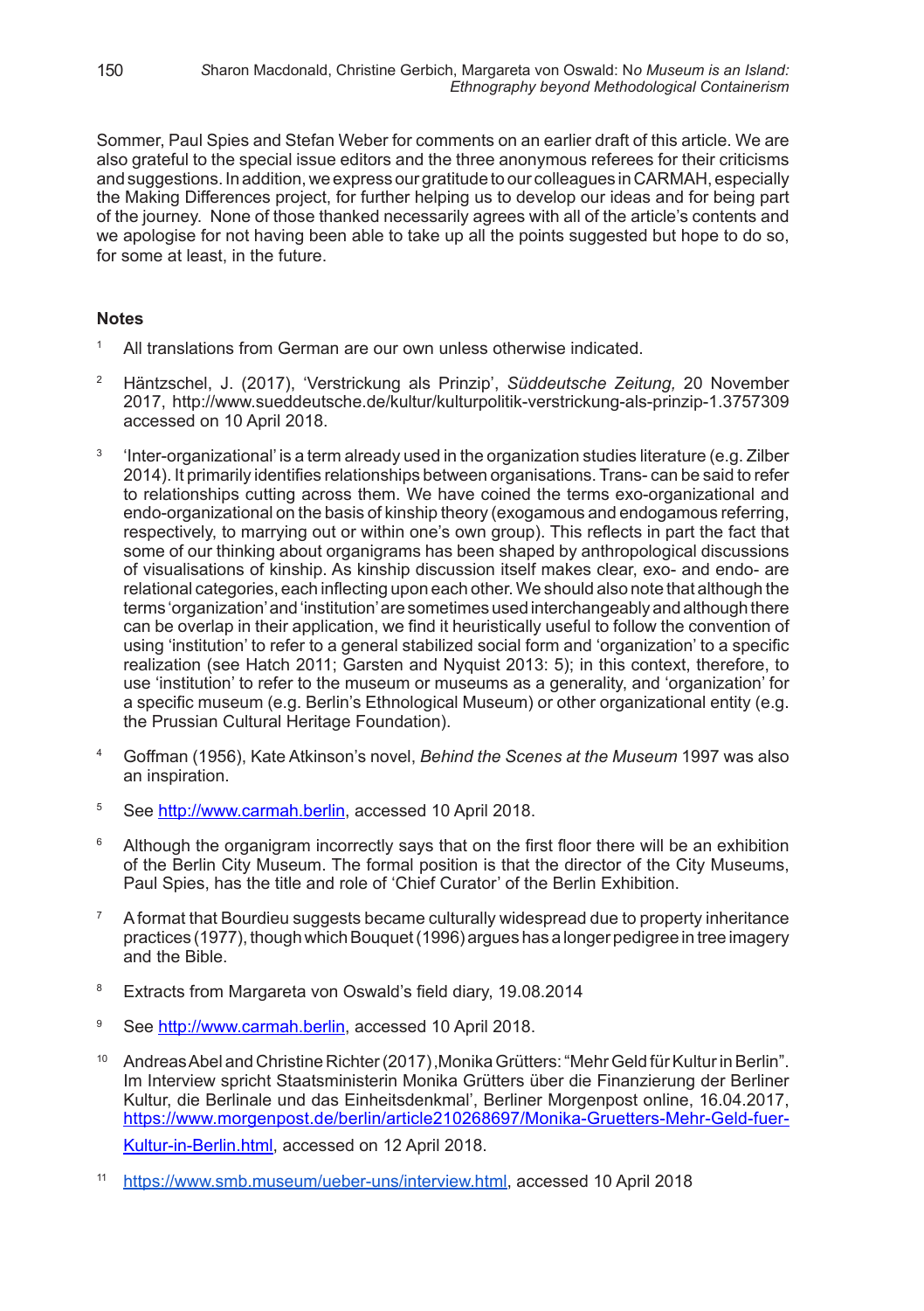Sommer, Paul Spies and Stefan Weber for comments on an earlier draft of this article. We are also grateful to the special issue editors and the three anonymous referees for their criticisms and suggestions. In addition, we express our gratitude to our colleagues in CARMAH, especially the Making Differences project, for further helping us to develop our ideas and for being part of the journey. None of those thanked necessarily agrees with all of the article's contents and we apologise for not having been able to take up all the points suggested but hope to do so, for some at least, in the future.

### Notes

1. All translations from German are our own unless otherwise indicated.

2. Häntzschel, J. (2017), 'Verstrickung als Prinzip', *Süddeutsche Zeitung,* 20 November 2017, http://www.sueddeutsche.de/kultur/kulturpolitik-verstrickung-als-prinzip-1.3757309 accessed on 10 April 2018.

3. 'Inter-organizational' is a term already used in the organization studies literature (e.g. Zilber 2014). It primarily identifies relationships between organisations. Trans- can be said to refer to relationships cutting across them. We have coined the terms exo-organizational and endo-organizational on the basis of kinship theory (exogamous and endogamous referring, respectively, to marrying out or within one's own group). This reflects in part the fact that some of our thinking about organigrams has been shaped by anthropological discussions of visualisations of kinship. As kinship discussion itself makes clear, exo- and endo- are relational categories, each inflecting upon each other. We should also note that although the terms 'organization' and 'institution' are sometimes used interchangeably and although there can be overlap in their application, we find it heuristically useful to follow the convention of using 'institution' to refer to a general stabilized social form and 'organization' to a specific realization (see Hatch 2011; Garsten and Nyquist 2013: 5); in this context, therefore, to use 'institution' to refer to the museum or museums as a generality, and 'organization' for a specific museum (e.g. Berlin's Ethnological Museum) or other organizational entity (e.g. the Prussian Cultural Heritage Foundation).

4. Goffman (1956), Kate Atkinson's novel, *Behind the Scenes at the Museum* 1997 was also an inspiration.

5. See http://www.carmah.berlin, accessed 10 April 2018.

6. Although the organigram incorrectly says that on the first floor there will be an exhibition of the Berlin City Museum. The formal position is that the director of the City Museums, Paul Spies, has the title and role of 'Chief Curator' of the Berlin Exhibition.

7. A format that Bourdieu suggests became culturally widespread due to property inheritance practices (1977), though which Bouquet (1996) argues has a longer pedigree in tree imagery and the Bible.

8. Extracts from Margareta von Oswald's field diary, 19.08.2014

9. See http://www.carmah.berlin, accessed 10 April 2018.

10. Andreas Abel and Christine Richter (2017) ,Monika Grütters: "Mehr Geld für Kultur in Berlin". Im Interview spricht Staatsministerin Monika Grütters über die Finanzierung der Berliner Kultur, die Berlinale und das Einheitsdenkmal', Berliner Morgenpost online, 16.04.2017, https://www.morgenpost.de/berlin/article210268697/Monika-Gruetters-Mehr-Geld-fuer-Kultur-in-Berlin.html, accessed on 12 April 2018.

11. https://www.smb.museum/ueber-uns/interview.html, accessed 10 April 2018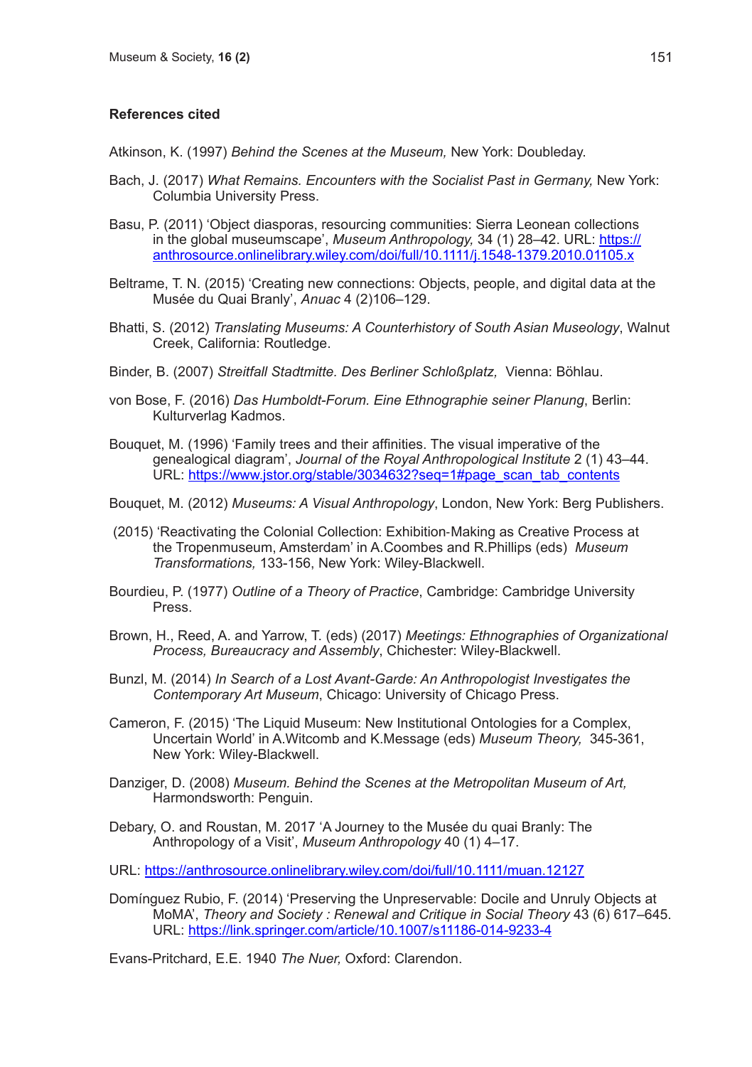### References cited

Atkinson, K. (1997) *Behind the Scenes at the Museum,* New York: Doubleday.

Bach, J. (2017) *What Remains. Encounters with the Socialist Past in Germany,* New York: Columbia University Press.

Basu, P. (2011) 'Object diasporas, resourcing communities: Sierra Leonean collections in the global museumscape', *Museum Anthropology,* 34 (1) 28–42. URL: [https://anthrosource.onlinelibrary.wiley.com/doi/full/10.1111/j.1548-1379.2010.01105.x](https://anthrosource.onlinelibrary.wiley.com/doi/full/10.1111/j.1548-1379.2010.01105.x)

Beltrame, T. N. (2015) 'Creating new connections: Objects, people, and digital data at the Musée du Quai Branly', *Anuac* 4 (2)106–129.

Bhatti, S. (2012) *Translating Museums: A Counterhistory of South Asian Museology*, Walnut Creek, California: Routledge.

Binder, B. (2007) *Streitfall Stadtmitte. Des Berliner Schloßplatz,* Vienna: Böhlau.

von Bose, F. (2016) *Das Humboldt-Forum. Eine Ethnographie seiner Planung*, Berlin: Kulturverlag Kadmos.

Bouquet, M. (1996) 'Family trees and their affinities. The visual imperative of the genealogical diagram', *Journal of the Royal Anthropological Institute* 2 (1) 43–44. URL: [https://www.jstor.org/stable/3034632?seq=1#page_scan_tab_contents](https://www.jstor.org/stable/3034632?seq=1#page_scan_tab_contents)

Bouquet, M. (2012) *Museums: A Visual Anthropology*, London, New York: Berg Publishers.

(2015) 'Reactivating the Colonial Collection: Exhibition‐Making as Creative Process at the Tropenmuseum, Amsterdam' in A.Coombes and R.Phillips (eds) *Museum Transformations,* 133-156, New York: Wiley-Blackwell.

Bourdieu, P. (1977) *Outline of a Theory of Practice*, Cambridge: Cambridge University Press.

Brown, H., Reed, A. and Yarrow, T. (eds) (2017) *Meetings: Ethnographies of Organizational Process, Bureaucracy and Assembly*, Chichester: Wiley-Blackwell.

Bunzl, M. (2014) *In Search of a Lost Avant-Garde: An Anthropologist Investigates the Contemporary Art Museum*, Chicago: University of Chicago Press.

Cameron, F. (2015) 'The Liquid Museum: New Institutional Ontologies for a Complex, Uncertain World' in A.Witcomb and K.Message (eds) *Museum Theory,* 345-361, New York: Wiley-Blackwell.

Danziger, D. (2008) *Museum. Behind the Scenes at the Metropolitan Museum of Art,* Harmondsworth: Penguin.

Debary, O. and Roustan, M. 2017 'A Journey to the Musée du quai Branly: The Anthropology of a Visit', *Museum Anthropology* 40 (1) 4–17.

URL: [https://anthrosource.onlinelibrary.wiley.com/doi/full/10.1111/muan.12127](https://anthrosource.onlinelibrary.wiley.com/doi/full/10.1111/muan.12127)

Domínguez Rubio, F. (2014) 'Preserving the Unpreservable: Docile and Unruly Objects at MoMA', *Theory and Society : Renewal and Critique in Social Theory* 43 (6) 617–645. URL: [https://link.springer.com/article/10.1007/s11186-014-9233-4](https://link.springer.com/article/10.1007/s11186-014-9233-4)

Evans-Pritchard, E.E. 1940 *The Nuer,* Oxford: Clarendon.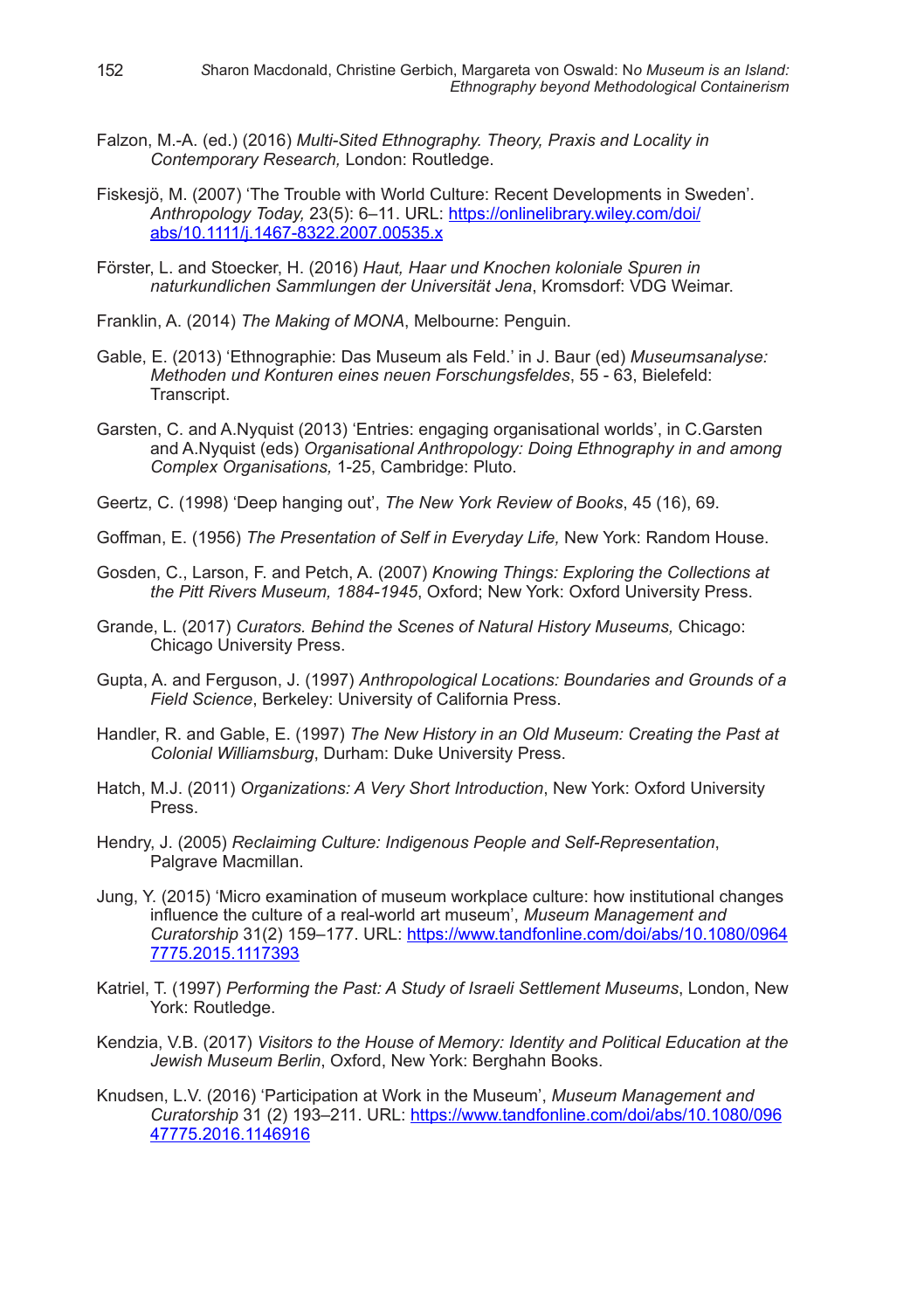Falzon, M.-A. (ed.) (2016) *Multi-Sited Ethnography. Theory, Praxis and Locality in Contemporary Research,* London: Routledge.

Fiskesjö, M. (2007) 'The Trouble with World Culture: Recent Developments in Sweden'. *Anthropology Today,* 23(5): 6–11. URL: https://onlinelibrary.wiley.com/doi/abs/10.1111/j.1467-8322.2007.00535.x

Förster, L. and Stoecker, H. (2016) *Haut, Haar und Knochen koloniale Spuren in naturkundlichen Sammlungen der Universität Jena*, Kromsdorf: VDG Weimar.

Franklin, A. (2014) *The Making of MONA*, Melbourne: Penguin.

Gable, E. (2013) 'Ethnographie: Das Museum als Feld.' in J. Baur (ed) *Museumsanalyse: Methoden und Konturen eines neuen Forschungsfeldes*, 55 - 63, Bielefeld: Transcript.

Garsten, C. and A.Nyquist (2013) 'Entries: engaging organisational worlds', in C.Garsten and A.Nyquist (eds) *Organisational Anthropology: Doing Ethnography in and among Complex Organisations,* 1-25, Cambridge: Pluto.

Geertz, C. (1998) 'Deep hanging out', *The New York Review of Books*, 45 (16), 69.

Goffman, E. (1956) *The Presentation of Self in Everyday Life,* New York: Random House.

Gosden, C., Larson, F. and Petch, A. (2007) *Knowing Things: Exploring the Collections at the Pitt Rivers Museum, 1884-1945*, Oxford; New York: Oxford University Press.

Grande, L. (2017) *Curators. Behind the Scenes of Natural History Museums,* Chicago: Chicago University Press.

Gupta, A. and Ferguson, J. (1997) *Anthropological Locations: Boundaries and Grounds of a Field Science*, Berkeley: University of California Press.

Handler, R. and Gable, E. (1997) *The New History in an Old Museum: Creating the Past at Colonial Williamsburg*, Durham: Duke University Press.

Hatch, M.J. (2011) *Organizations: A Very Short Introduction*, New York: Oxford University Press.

Hendry, J. (2005) *Reclaiming Culture: Indigenous People and Self-Representation*, Palgrave Macmillan.

Jung, Y. (2015) 'Micro examination of museum workplace culture: how institutional changes influence the culture of a real-world art museum', *Museum Management and Curatorship* 31(2) 159–177. URL: https://www.tandfonline.com/doi/abs/10.1080/09647775.2015.1117393

Katriel, T. (1997) *Performing the Past: A Study of Israeli Settlement Museums*, London, New York: Routledge.

Kendzia, V.B. (2017) *Visitors to the House of Memory: Identity and Political Education at the Jewish Museum Berlin*, Oxford, New York: Berghahn Books.

Knudsen, L.V. (2016) 'Participation at Work in the Museum', *Museum Management and Curatorship* 31 (2) 193–211. URL: https://www.tandfonline.com/doi/abs/10.1080/09647775.2016.1146916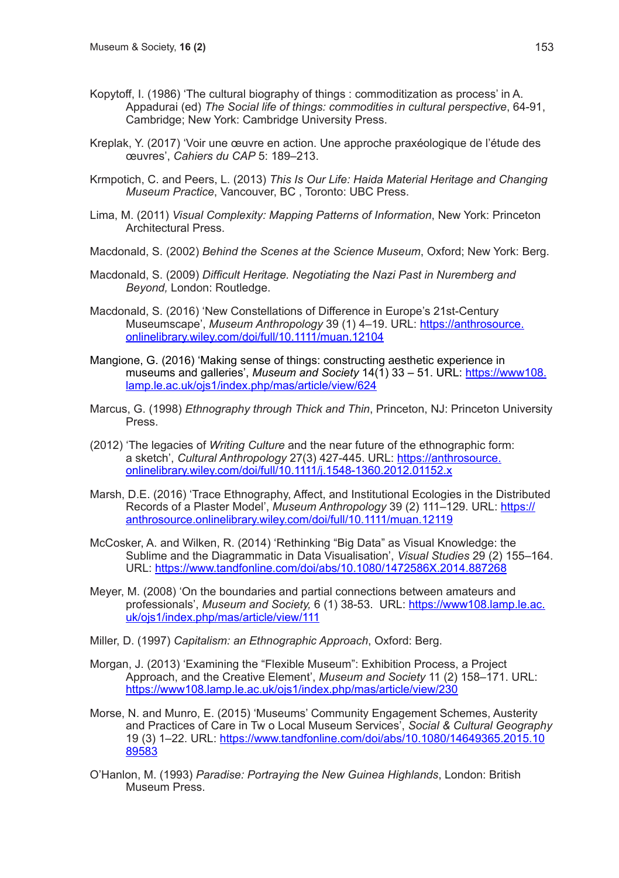Kopytoff, I. (1986) 'The cultural biography of things : commoditization as process' in A. Appadurai (ed) *The Social life of things: commodities in cultural perspective*, 64-91, Cambridge; New York: Cambridge University Press.

Kreplak, Y. (2017) 'Voir une œuvre en action. Une approche praxéologique de l'étude des œuvres', *Cahiers du CAP* 5: 189–213.

Krmpotich, C. and Peers, L. (2013) *This Is Our Life: Haida Material Heritage and Changing Museum Practice*, Vancouver, BC , Toronto: UBC Press.

Lima, M. (2011) *Visual Complexity: Mapping Patterns of Information*, New York: Princeton Architectural Press.

Macdonald, S. (2002) *Behind the Scenes at the Science Museum*, Oxford; New York: Berg.

Macdonald, S. (2009) *Difficult Heritage. Negotiating the Nazi Past in Nuremberg and Beyond,* London: Routledge.

Macdonald, S. (2016) 'New Constellations of Difference in Europe's 21st-Century Museumscape', *Museum Anthropology* 39 (1) 4–19. URL: https://anthrosource.onlinelibrary.wiley.com/doi/full/10.1111/muan.12104

Mangione, G. (2016) 'Making sense of things: constructing aesthetic experience in museums and galleries', *Museum and Society* 14(1) 33 – 51. URL: https://www108.lamp.le.ac.uk/ojs1/index.php/mas/article/view/624

Marcus, G. (1998) *Ethnography through Thick and Thin*, Princeton, NJ: Princeton University Press.

(2012) 'The legacies of *Writing Culture* and the near future of the ethnographic form: a sketch', *Cultural Anthropology* 27(3) 427-445. URL: https://anthrosource.onlinelibrary.wiley.com/doi/full/10.1111/j.1548-1360.2012.01152.x

Marsh, D.E. (2016) 'Trace Ethnography, Affect, and Institutional Ecologies in the Distributed Records of a Plaster Model', *Museum Anthropology* 39 (2) 111–129. URL: https://anthrosource.onlinelibrary.wiley.com/doi/full/10.1111/muan.12119

McCosker, A. and Wilken, R. (2014) 'Rethinking "Big Data" as Visual Knowledge: the Sublime and the Diagrammatic in Data Visualisation', *Visual Studies* 29 (2) 155–164. URL: https://www.tandfonline.com/doi/abs/10.1080/1472586X.2014.887268

Meyer, M. (2008) 'On the boundaries and partial connections between amateurs and professionals', *Museum and Society,* 6 (1) 38-53. URL: https://www108.lamp.le.ac.uk/ojs1/index.php/mas/article/view/111

Miller, D. (1997) *Capitalism: an Ethnographic Approach*, Oxford: Berg.

Morgan, J. (2013) 'Examining the "Flexible Museum": Exhibition Process, a Project Approach, and the Creative Element', *Museum and Society* 11 (2) 158–171. URL: https://www108.lamp.le.ac.uk/ojs1/index.php/mas/article/view/230

Morse, N. and Munro, E. (2015) 'Museums' Community Engagement Schemes, Austerity and Practices of Care in Tw o Local Museum Services', *Social & Cultural Geography* 19 (3) 1–22. URL: https://www.tandfonline.com/doi/abs/10.1080/14649365.2015.1089583

O'Hanlon, M. (1993) *Paradise: Portraying the New Guinea Highlands*, London: British Museum Press.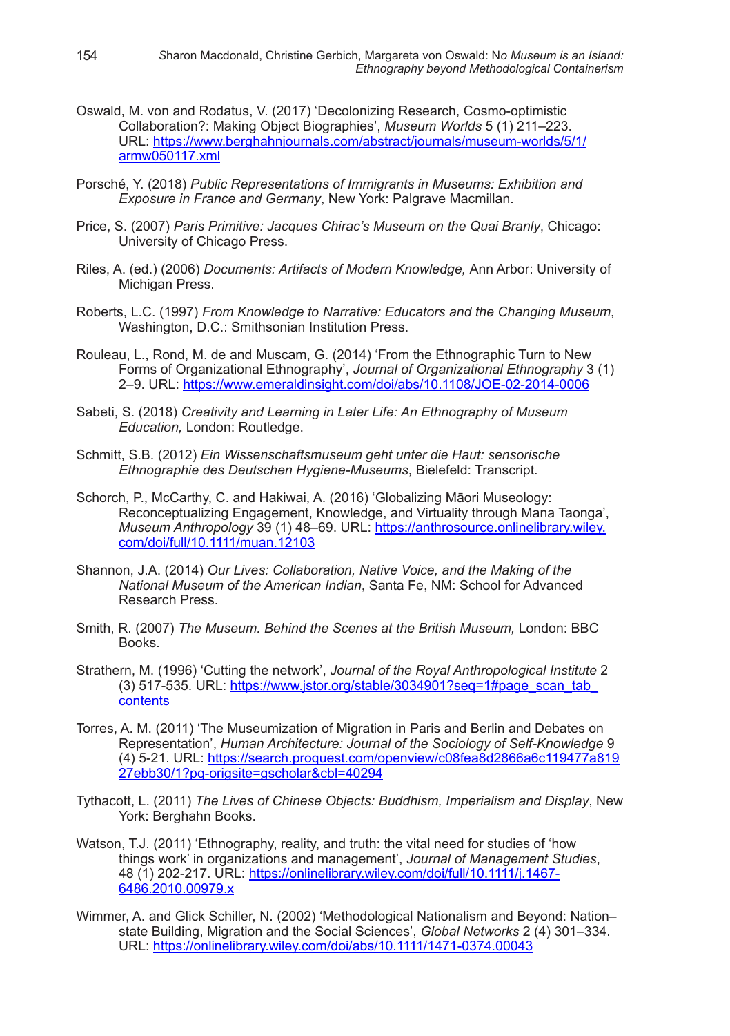Oswald, M. von and Rodatus, V. (2017) 'Decolonizing Research, Cosmo-optimistic Collaboration?: Making Object Biographies', *Museum Worlds* 5 (1) 211–223. URL: https://www.berghahnjournals.com/abstract/journals/museum-worlds/5/1/armw050117.xml

Porsché, Y. (2018) *Public Representations of Immigrants in Museums: Exhibition and Exposure in France and Germany*, New York: Palgrave Macmillan.

Price, S. (2007) *Paris Primitive: Jacques Chirac's Museum on the Quai Branly*, Chicago: University of Chicago Press.

Riles, A. (ed.) (2006) *Documents: Artifacts of Modern Knowledge,* Ann Arbor: University of Michigan Press.

Roberts, L.C. (1997) *From Knowledge to Narrative: Educators and the Changing Museum*, Washington, D.C.: Smithsonian Institution Press.

Rouleau, L., Rond, M. de and Muscam, G. (2014) 'From the Ethnographic Turn to New Forms of Organizational Ethnography', *Journal of Organizational Ethnography* 3 (1) 2–9. URL: https://www.emeraldinsight.com/doi/abs/10.1108/JOE-02-2014-0006

Sabeti, S. (2018) *Creativity and Learning in Later Life: An Ethnography of Museum Education,* London: Routledge.

Schmitt, S.B. (2012) *Ein Wissenschaftsmuseum geht unter die Haut: sensorische Ethnographie des Deutschen Hygiene-Museums*, Bielefeld: Transcript.

Schorch, P., McCarthy, C. and Hakiwai, A. (2016) 'Globalizing Māori Museology: Reconceptualizing Engagement, Knowledge, and Virtuality through Mana Taonga', *Museum Anthropology* 39 (1) 48–69. URL: https://anthrosource.onlinelibrary.wiley.com/doi/full/10.1111/muan.12103

Shannon, J.A. (2014) *Our Lives: Collaboration, Native Voice, and the Making of the National Museum of the American Indian*, Santa Fe, NM: School for Advanced Research Press.

Smith, R. (2007) *The Museum. Behind the Scenes at the British Museum,* London: BBC Books.

Strathern, M. (1996) 'Cutting the network', *Journal of the Royal Anthropological Institute* 2 (3) 517-535. URL: https://www.jstor.org/stable/3034901?seq=1#page_scan_tab_contents

Torres, A. M. (2011) 'The Museumization of Migration in Paris and Berlin and Debates on Representation', *Human Architecture: Journal of the Sociology of Self-Knowledge* 9 (4) 5-21. URL: https://search.proquest.com/openview/c08fea8d2866a6c119477a81927ebb30/1?pq-origsite=gscholar&cbl=40294

Tythacott, L. (2011) *The Lives of Chinese Objects: Buddhism, Imperialism and Display*, New York: Berghahn Books.

Watson, T.J. (2011) 'Ethnography, reality, and truth: the vital need for studies of 'how things work' in organizations and management', *Journal of Management Studies*, 48 (1) 202-217. URL: https://onlinelibrary.wiley.com/doi/full/10.1111/j.1467-6486.2010.00979.x

Wimmer, A. and Glick Schiller, N. (2002) 'Methodological Nationalism and Beyond: Nation–state Building, Migration and the Social Sciences', *Global Networks* 2 (4) 301–334. URL: https://onlinelibrary.wiley.com/doi/abs/10.1111/1471-0374.00043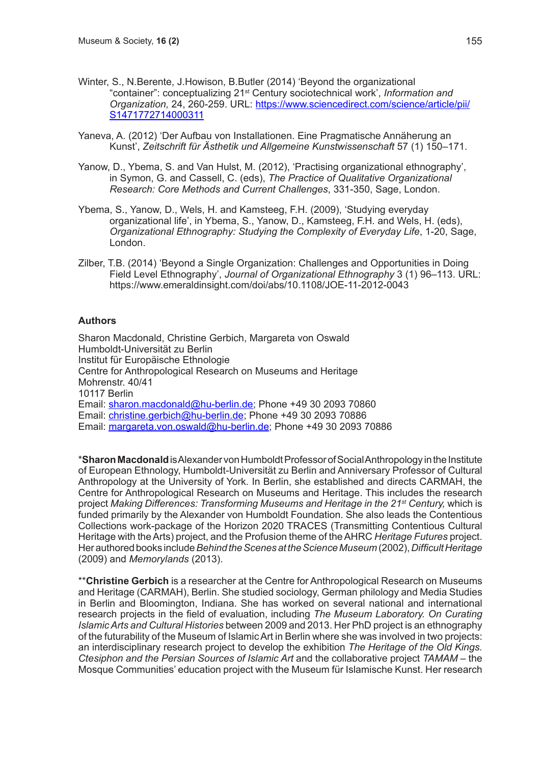Winter, S., N.Berente, J.Howison, B.Butler (2014) 'Beyond the organizational "container": conceptualizing 21st Century sociotechnical work', *Information and Organization,* 24, 260-259. URL: https://www.sciencedirect.com/science/article/pii/S1471772714000311

Yaneva, A. (2012) 'Der Aufbau von Installationen. Eine Pragmatische Annäherung an Kunst', *Zeitschrift für Ästhetik und Allgemeine Kunstwissenschaft* 57 (1) 150–171.

Yanow, D., Ybema, S. and Van Hulst, M. (2012), 'Practising organizational ethnography', in Symon, G. and Cassell, C. (eds), *The Practice of Qualitative Organizational Research: Core Methods and Current Challenges*, 331-350, Sage, London.

Ybema, S., Yanow, D., Wels, H. and Kamsteeg, F.H. (2009), 'Studying everyday organizational life', in Ybema, S., Yanow, D., Kamsteeg, F.H. and Wels, H. (eds), *Organizational Ethnography: Studying the Complexity of Everyday Life*, 1-20, Sage, London.

Zilber, T.B. (2014) 'Beyond a Single Organization: Challenges and Opportunities in Doing Field Level Ethnography', *Journal of Organizational Ethnography* 3 (1) 96–113. URL: https://www.emeraldinsight.com/doi/abs/10.1108/JOE-11-2012-0043

## Authors

Sharon Macdonald, Christine Gerbich, Margareta von Oswald
Humboldt-Universität zu Berlin
Institut für Europäische Ethnologie
Centre for Anthropological Research on Museums and Heritage
Mohrenstr. 40/41
10117 Berlin
Email: sharon.macdonald@hu-berlin.de; Phone +49 30 2093 70860
Email: christine.gerbich@hu-berlin.de; Phone +49 30 2093 70886
Email: margareta.von.oswald@hu-berlin.de; Phone +49 30 2093 70886

*__Sharon Macdonald__ is Alexander von Humboldt Professor of Social Anthropology in the Institute of European Ethnology, Humboldt-Universität zu Berlin and Anniversary Professor of Cultural Anthropology at the University of York. In Berlin, she established and directs CARMAH, the Centre for Anthropological Research on Museums and Heritage. This includes the research project *Making Differences: Transforming Museums and Heritage in the 21st Century,* which is funded primarily by the Alexander von Humboldt Foundation. She also leads the Contentious Collections work-package of the Horizon 2020 TRACES (Transmitting Contentious Cultural Heritage with the Arts) project, and the Profusion theme of the AHRC *Heritage Futures* project. Her authored books include *Behind the Scenes at the Science Museum* (2002), *Difficult Heritage* (2009) and *Memorylands* (2013).

**__Christine Gerbich__ is a researcher at the Centre for Anthropological Research on Museums and Heritage (CARMAH), Berlin. She studied sociology, German philology and Media Studies in Berlin and Bloomington, Indiana. She has worked on several national and international research projects in the field of evaluation, including *The Museum Laboratory. On Curating Islamic Arts and Cultural Histories* between 2009 and 2013. Her PhD project is an ethnography of the futurability of the Museum of Islamic Art in Berlin where she was involved in two projects: an interdisciplinary research project to develop the exhibition *The Heritage of the Old Kings. Ctesiphon and the Persian Sources of Islamic Art* and the collaborative project *TAMAM* – the Mosque Communities' education project with the Museum für Islamische Kunst. Her research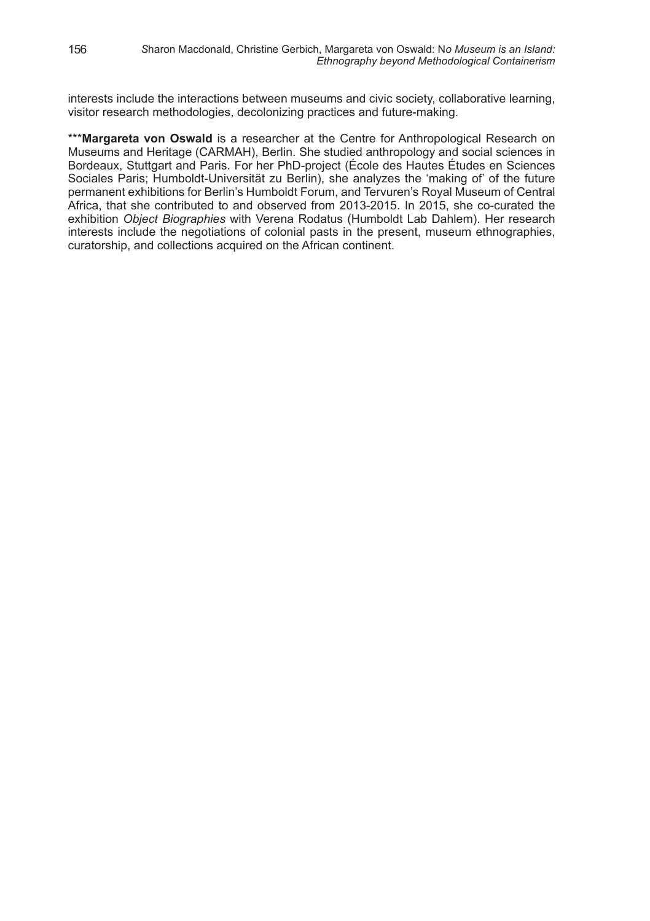interests include the interactions between museums and civic society, collaborative learning, visitor research methodologies, decolonizing practices and future-making.

***​**Margareta von Oswald** is a researcher at the Centre for Anthropological Research on Museums and Heritage (CARMAH), Berlin. She studied anthropology and social sciences in Bordeaux, Stuttgart and Paris. For her PhD-project (École des Hautes Études en Sciences Sociales Paris; Humboldt-Universität zu Berlin), she analyzes the 'making of' of the future permanent exhibitions for Berlin's Humboldt Forum, and Tervuren's Royal Museum of Central Africa, that she contributed to and observed from 2013-2015. In 2015, she co-curated the exhibition *Object Biographies* with Verena Rodatus (Humboldt Lab Dahlem). Her research interests include the negotiations of colonial pasts in the present, museum ethnographies, curatorship, and collections acquired on the African continent.